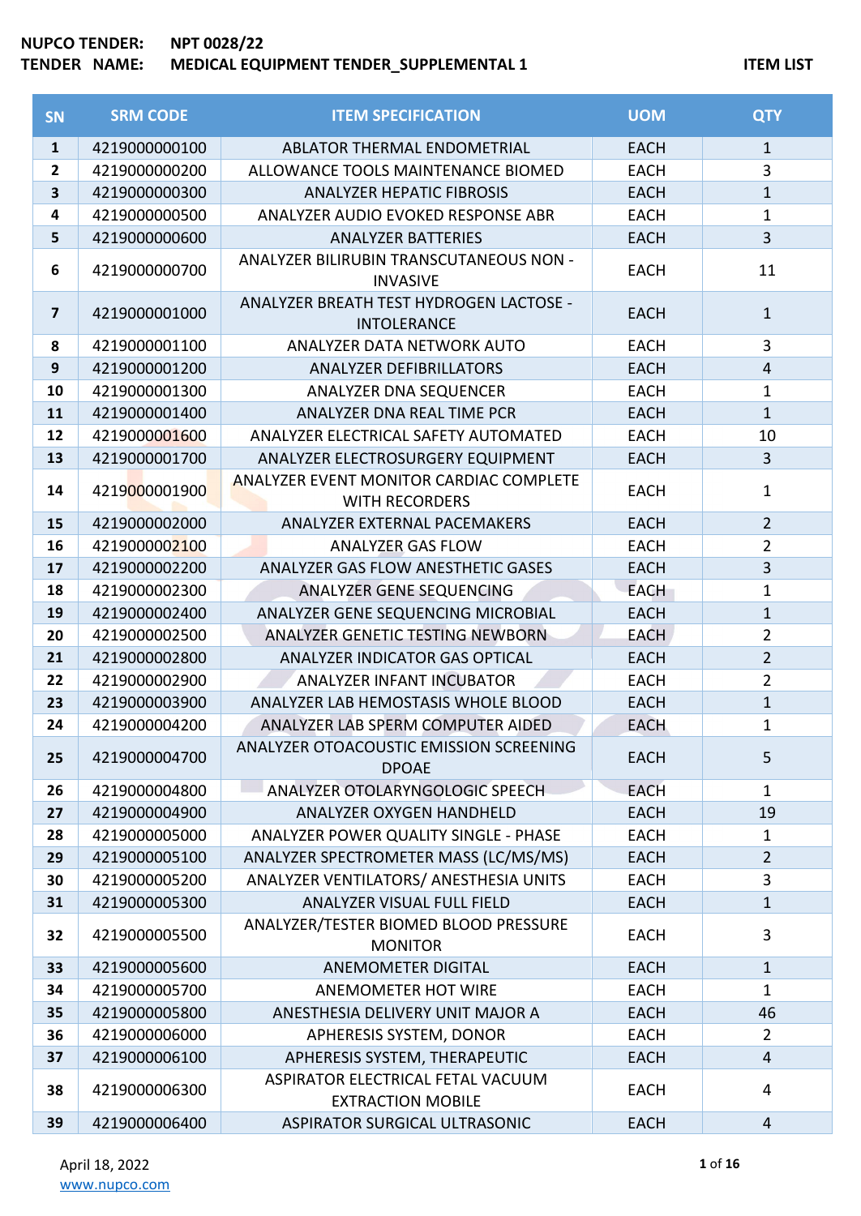**NUPCO TENDER:** NPT 0028/22
**TENDER NAME:** MEDICAL EQUIPMENT TENDER_SUPPLEMENTAL 1

**ITEM LIST**

| SN | SRM CODE | ITEM SPECIFICATION | UOM | QTY |
|---|---|---|---|---|
| 1 | 4219000000100 | ABLATOR THERMAL ENDOMETRIAL | EACH | 1 |
| 2 | 4219000000200 | ALLOWANCE TOOLS MAINTENANCE BIOMED | EACH | 3 |
| 3 | 4219000000300 | ANALYZER HEPATIC FIBROSIS | EACH | 1 |
| 4 | 4219000000500 | ANALYZER AUDIO EVOKED RESPONSE ABR | EACH | 1 |
| 5 | 4219000000600 | ANALYZER BATTERIES | EACH | 3 |
| 6 | 4219000000700 | ANALYZER BILIRUBIN TRANSCUTANEOUS NON - INVASIVE | EACH | 11 |
| 7 | 4219000001000 | ANALYZER BREATH TEST HYDROGEN LACTOSE - INTOLERANCE | EACH | 1 |
| 8 | 4219000001100 | ANALYZER DATA NETWORK AUTO | EACH | 3 |
| 9 | 4219000001200 | ANALYZER DEFIBRILLATORS | EACH | 4 |
| 10 | 4219000001300 | ANALYZER DNA SEQUENCER | EACH | 1 |
| 11 | 4219000001400 | ANALYZER DNA REAL TIME PCR | EACH | 1 |
| 12 | 4219000001600 | ANALYZER ELECTRICAL SAFETY AUTOMATED | EACH | 10 |
| 13 | 4219000001700 | ANALYZER ELECTROSURGERY EQUIPMENT | EACH | 3 |
| 14 | 4219000001900 | ANALYZER EVENT MONITOR CARDIAC COMPLETE WITH RECORDERS | EACH | 1 |
| 15 | 4219000002000 | ANALYZER EXTERNAL PACEMAKERS | EACH | 2 |
| 16 | 4219000002100 | ANALYZER GAS FLOW | EACH | 2 |
| 17 | 4219000002200 | ANALYZER GAS FLOW ANESTHETIC GASES | EACH | 3 |
| 18 | 4219000002300 | ANALYZER GENE SEQUENCING | EACH | 1 |
| 19 | 4219000002400 | ANALYZER GENE SEQUENCING MICROBIAL | EACH | 1 |
| 20 | 4219000002500 | ANALYZER GENETIC TESTING NEWBORN | EACH | 2 |
| 21 | 4219000002800 | ANALYZER INDICATOR GAS OPTICAL | EACH | 2 |
| 22 | 4219000002900 | ANALYZER INFANT INCUBATOR | EACH | 2 |
| 23 | 4219000003900 | ANALYZER LAB HEMOSTASIS WHOLE BLOOD | EACH | 1 |
| 24 | 4219000004200 | ANALYZER LAB SPERM COMPUTER AIDED | EACH | 1 |
| 25 | 4219000004700 | ANALYZER OTOACOUSTIC EMISSION SCREENING DPOAE | EACH | 5 |
| 26 | 4219000004800 | ANALYZER OTOLARYNGOLOGIC SPEECH | EACH | 1 |
| 27 | 4219000004900 | ANALYZER OXYGEN HANDHELD | EACH | 19 |
| 28 | 4219000005000 | ANALYZER POWER QUALITY SINGLE - PHASE | EACH | 1 |
| 29 | 4219000005100 | ANALYZER SPECTROMETER MASS (LC/MS/MS) | EACH | 2 |
| 30 | 4219000005200 | ANALYZER VENTILATORS/ ANESTHESIA UNITS | EACH | 3 |
| 31 | 4219000005300 | ANALYZER VISUAL FULL FIELD | EACH | 1 |
| 32 | 4219000005500 | ANALYZER/TESTER BIOMED BLOOD PRESSURE MONITOR | EACH | 3 |
| 33 | 4219000005600 | ANEMOMETER DIGITAL | EACH | 1 |
| 34 | 4219000005700 | ANEMOMETER HOT WIRE | EACH | 1 |
| 35 | 4219000005800 | ANESTHESIA DELIVERY UNIT MAJOR A | EACH | 46 |
| 36 | 4219000006000 | APHERESIS SYSTEM, DONOR | EACH | 2 |
| 37 | 4219000006100 | APHERESIS SYSTEM, THERAPEUTIC | EACH | 4 |
| 38 | 4219000006300 | ASPIRATOR ELECTRICAL FETAL VACUUM EXTRACTION MOBILE | EACH | 4 |
| 39 | 4219000006400 | ASPIRATOR SURGICAL ULTRASONIC | EACH | 4 |

April 18, 2022
www.nupco.com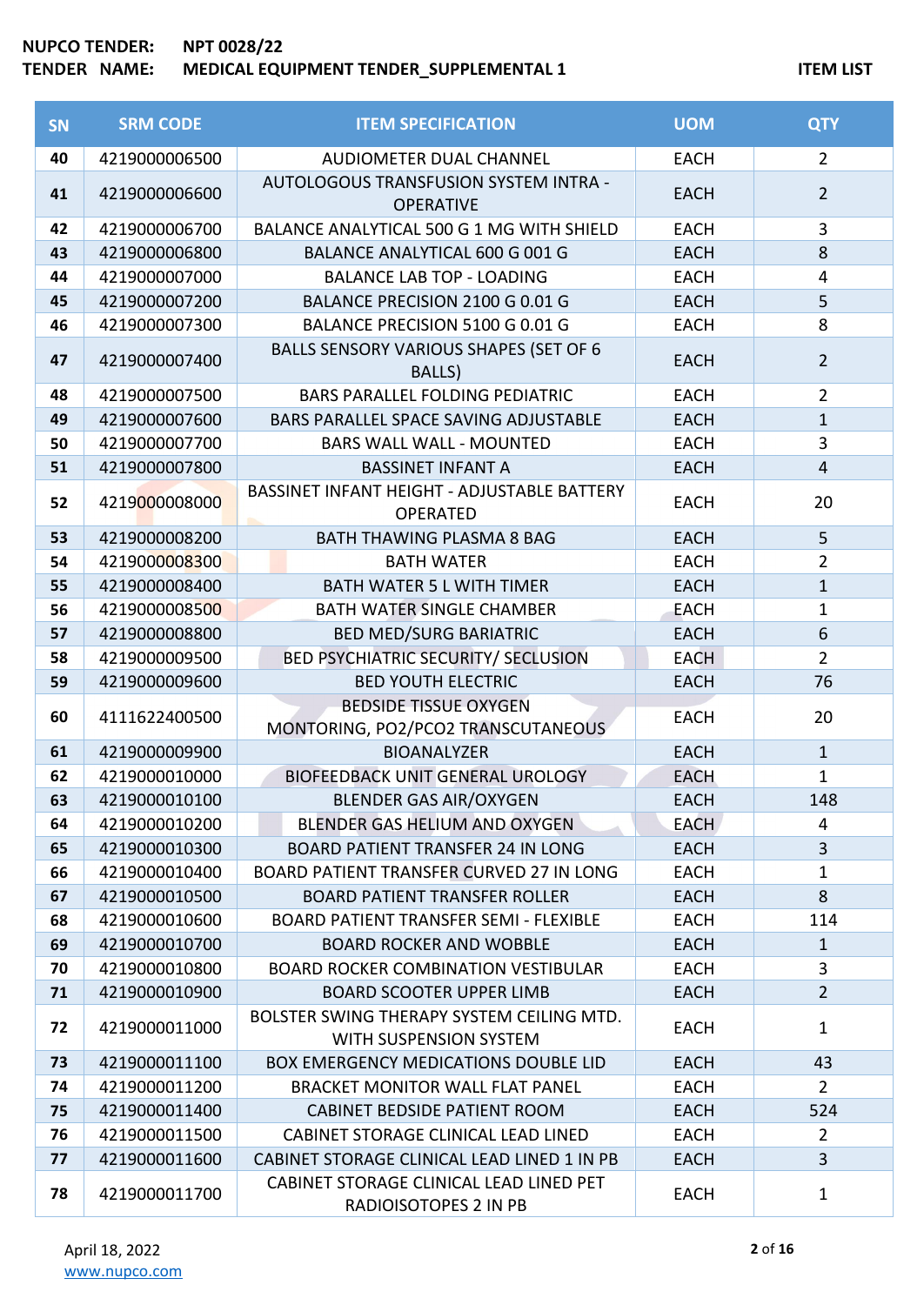**NUPCO TENDER:** NPT 0028/22
**TENDER NAME:** MEDICAL EQUIPMENT TENDER_SUPPLEMENTAL 1

**ITEM LIST**

| SN | SRM CODE | ITEM SPECIFICATION | UOM | QTY |
|---|---|---|---|---|
| 40 | 4219000006500 | AUDIOMETER DUAL CHANNEL | EACH | 2 |
| 41 | 4219000006600 | AUTOLOGOUS TRANSFUSION SYSTEM INTRA - OPERATIVE | EACH | 2 |
| 42 | 4219000006700 | BALANCE ANALYTICAL 500 G 1 MG WITH SHIELD | EACH | 3 |
| 43 | 4219000006800 | BALANCE ANALYTICAL 600 G 001 G | EACH | 8 |
| 44 | 4219000007000 | BALANCE LAB TOP - LOADING | EACH | 4 |
| 45 | 4219000007200 | BALANCE PRECISION 2100 G 0.01 G | EACH | 5 |
| 46 | 4219000007300 | BALANCE PRECISION 5100 G 0.01 G | EACH | 8 |
| 47 | 4219000007400 | BALLS SENSORY VARIOUS SHAPES (SET OF 6 BALLS) | EACH | 2 |
| 48 | 4219000007500 | BARS PARALLEL FOLDING PEDIATRIC | EACH | 2 |
| 49 | 4219000007600 | BARS PARALLEL SPACE SAVING ADJUSTABLE | EACH | 1 |
| 50 | 4219000007700 | BARS WALL WALL - MOUNTED | EACH | 3 |
| 51 | 4219000007800 | BASSINET INFANT A | EACH | 4 |
| 52 | 4219000008000 | BASSINET INFANT HEIGHT - ADJUSTABLE BATTERY OPERATED | EACH | 20 |
| 53 | 4219000008200 | BATH THAWING PLASMA 8 BAG | EACH | 5 |
| 54 | 4219000008300 | BATH WATER | EACH | 2 |
| 55 | 4219000008400 | BATH WATER 5 L WITH TIMER | EACH | 1 |
| 56 | 4219000008500 | BATH WATER SINGLE CHAMBER | EACH | 1 |
| 57 | 4219000008800 | BED MED/SURG BARIATRIC | EACH | 6 |
| 58 | 4219000009500 | BED PSYCHIATRIC SECURITY/ SECLUSION | EACH | 2 |
| 59 | 4219000009600 | BED YOUTH ELECTRIC | EACH | 76 |
| 60 | 4111622400500 | BEDSIDE TISSUE OXYGEN MONTORING, PO2/PCO2 TRANSCUTANEOUS | EACH | 20 |
| 61 | 4219000009900 | BIOANALYZER | EACH | 1 |
| 62 | 4219000010000 | BIOFEEDBACK UNIT GENERAL UROLOGY | EACH | 1 |
| 63 | 4219000010100 | BLENDER GAS AIR/OXYGEN | EACH | 148 |
| 64 | 4219000010200 | BLENDER GAS HELIUM AND OXYGEN | EACH | 4 |
| 65 | 4219000010300 | BOARD PATIENT TRANSFER 24 IN LONG | EACH | 3 |
| 66 | 4219000010400 | BOARD PATIENT TRANSFER CURVED 27 IN LONG | EACH | 1 |
| 67 | 4219000010500 | BOARD PATIENT TRANSFER ROLLER | EACH | 8 |
| 68 | 4219000010600 | BOARD PATIENT TRANSFER SEMI - FLEXIBLE | EACH | 114 |
| 69 | 4219000010700 | BOARD ROCKER AND WOBBLE | EACH | 1 |
| 70 | 4219000010800 | BOARD ROCKER COMBINATION VESTIBULAR | EACH | 3 |
| 71 | 4219000010900 | BOARD SCOOTER UPPER LIMB | EACH | 2 |
| 72 | 4219000011000 | BOLSTER SWING THERAPY SYSTEM CEILING MTD. WITH SUSPENSION SYSTEM | EACH | 1 |
| 73 | 4219000011100 | BOX EMERGENCY MEDICATIONS DOUBLE LID | EACH | 43 |
| 74 | 4219000011200 | BRACKET MONITOR WALL FLAT PANEL | EACH | 2 |
| 75 | 4219000011400 | CABINET BEDSIDE PATIENT ROOM | EACH | 524 |
| 76 | 4219000011500 | CABINET STORAGE CLINICAL LEAD LINED | EACH | 2 |
| 77 | 4219000011600 | CABINET STORAGE CLINICAL LEAD LINED 1 IN PB | EACH | 3 |
| 78 | 4219000011700 | CABINET STORAGE CLINICAL LEAD LINED PET RADIOISOTOPES 2 IN PB | EACH | 1 |

April 18, 2022
www.nupco.com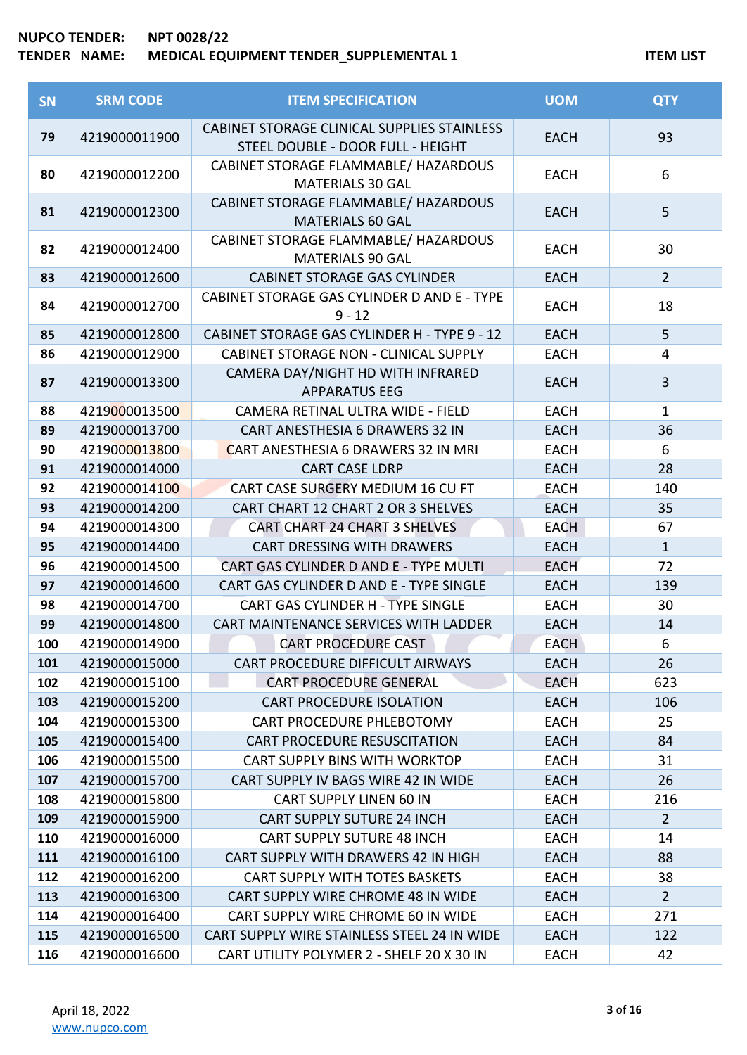NUPCO TENDER: NPT 0028/22

TENDER NAME: MEDICAL EQUIPMENT TENDER_SUPPLEMENTAL 1

ITEM LIST

| SN | SRM CODE | ITEM SPECIFICATION | UOM | QTY |
|---|---|---|---|---|
| 79 | 4219000011900 | CABINET STORAGE CLINICAL SUPPLIES STAINLESS STEEL DOUBLE - DOOR FULL - HEIGHT | EACH | 93 |
| 80 | 4219000012200 | CABINET STORAGE FLAMMABLE/ HAZARDOUS MATERIALS 30 GAL | EACH | 6 |
| 81 | 4219000012300 | CABINET STORAGE FLAMMABLE/ HAZARDOUS MATERIALS 60 GAL | EACH | 5 |
| 82 | 4219000012400 | CABINET STORAGE FLAMMABLE/ HAZARDOUS MATERIALS 90 GAL | EACH | 30 |
| 83 | 4219000012600 | CABINET STORAGE GAS CYLINDER | EACH | 2 |
| 84 | 4219000012700 | CABINET STORAGE GAS CYLINDER D AND E - TYPE 9 - 12 | EACH | 18 |
| 85 | 4219000012800 | CABINET STORAGE GAS CYLINDER H - TYPE 9 - 12 | EACH | 5 |
| 86 | 4219000012900 | CABINET STORAGE NON - CLINICAL SUPPLY | EACH | 4 |
| 87 | 4219000013300 | CAMERA DAY/NIGHT HD WITH INFRARED APPARATUS EEG | EACH | 3 |
| 88 | 4219000013500 | CAMERA RETINAL ULTRA WIDE - FIELD | EACH | 1 |
| 89 | 4219000013700 | CART ANESTHESIA 6 DRAWERS 32 IN | EACH | 36 |
| 90 | 4219000013800 | CART ANESTHESIA 6 DRAWERS 32 IN MRI | EACH | 6 |
| 91 | 4219000014000 | CART CASE LDRP | EACH | 28 |
| 92 | 4219000014100 | CART CASE SURGERY MEDIUM 16 CU FT | EACH | 140 |
| 93 | 4219000014200 | CART CHART 12 CHART 2 OR 3 SHELVES | EACH | 35 |
| 94 | 4219000014300 | CART CHART 24 CHART 3 SHELVES | EACH | 67 |
| 95 | 4219000014400 | CART DRESSING WITH DRAWERS | EACH | 1 |
| 96 | 4219000014500 | CART GAS CYLINDER D AND E - TYPE MULTI | EACH | 72 |
| 97 | 4219000014600 | CART GAS CYLINDER D AND E - TYPE SINGLE | EACH | 139 |
| 98 | 4219000014700 | CART GAS CYLINDER H - TYPE SINGLE | EACH | 30 |
| 99 | 4219000014800 | CART MAINTENANCE SERVICES WITH LADDER | EACH | 14 |
| 100 | 4219000014900 | CART PROCEDURE CAST | EACH | 6 |
| 101 | 4219000015000 | CART PROCEDURE DIFFICULT AIRWAYS | EACH | 26 |
| 102 | 4219000015100 | CART PROCEDURE GENERAL | EACH | 623 |
| 103 | 4219000015200 | CART PROCEDURE ISOLATION | EACH | 106 |
| 104 | 4219000015300 | CART PROCEDURE PHLEBOTOMY | EACH | 25 |
| 105 | 4219000015400 | CART PROCEDURE RESUSCITATION | EACH | 84 |
| 106 | 4219000015500 | CART SUPPLY BINS WITH WORKTOP | EACH | 31 |
| 107 | 4219000015700 | CART SUPPLY IV BAGS WIRE 42 IN WIDE | EACH | 26 |
| 108 | 4219000015800 | CART SUPPLY LINEN 60 IN | EACH | 216 |
| 109 | 4219000015900 | CART SUPPLY SUTURE 24 INCH | EACH | 2 |
| 110 | 4219000016000 | CART SUPPLY SUTURE 48 INCH | EACH | 14 |
| 111 | 4219000016100 | CART SUPPLY WITH DRAWERS 42 IN HIGH | EACH | 88 |
| 112 | 4219000016200 | CART SUPPLY WITH TOTES BASKETS | EACH | 38 |
| 113 | 4219000016300 | CART SUPPLY WIRE CHROME 48 IN WIDE | EACH | 2 |
| 114 | 4219000016400 | CART SUPPLY WIRE CHROME 60 IN WIDE | EACH | 271 |
| 115 | 4219000016500 | CART SUPPLY WIRE STAINLESS STEEL 24 IN WIDE | EACH | 122 |
| 116 | 4219000016600 | CART UTILITY POLYMER 2 - SHELF 20 X 30 IN | EACH | 42 |

April 18, 2022

www.nupco.com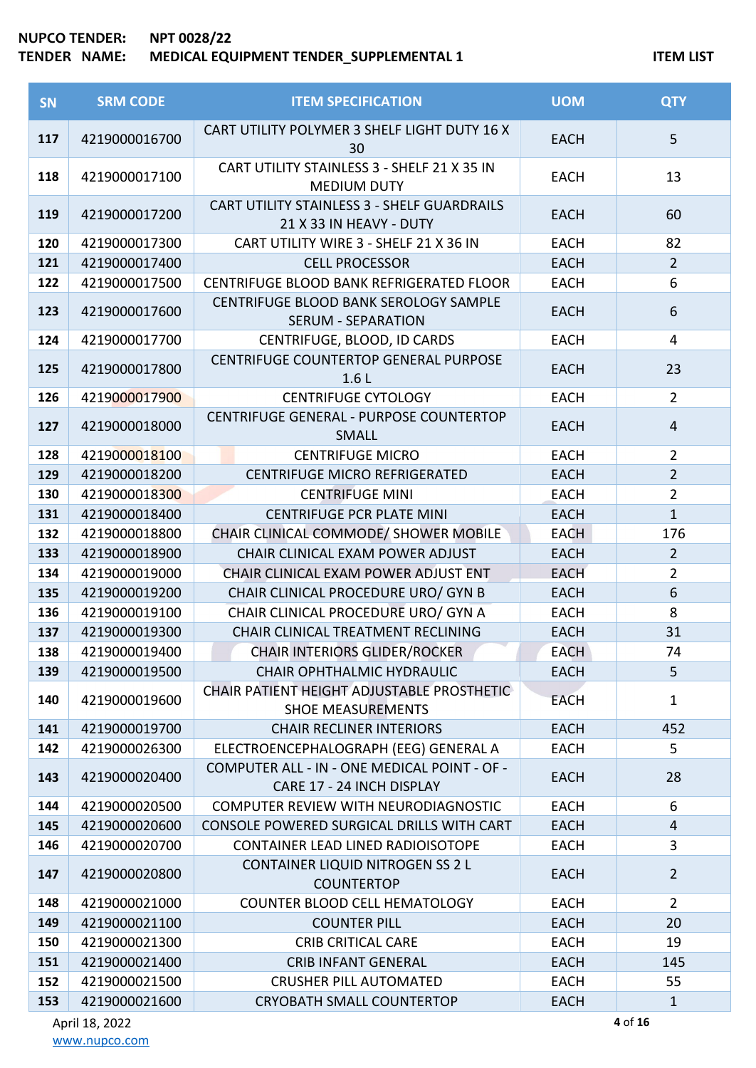**NUPCO TENDER:** NPT 0028/22
**TENDER NAME:** MEDICAL EQUIPMENT TENDER_SUPPLEMENTAL 1

**ITEM LIST**

| SN | SRM CODE | ITEM SPECIFICATION | UOM | QTY |
|---|---|---|---|---|
| 117 | 4219000016700 | CART UTILITY POLYMER 3 SHELF LIGHT DUTY 16 X 30 | EACH | 5 |
| 118 | 4219000017100 | CART UTILITY STAINLESS 3 - SHELF 21 X 35 IN MEDIUM DUTY | EACH | 13 |
| 119 | 4219000017200 | CART UTILITY STAINLESS 3 - SHELF GUARDRAILS 21 X 33 IN HEAVY - DUTY | EACH | 60 |
| 120 | 4219000017300 | CART UTILITY WIRE 3 - SHELF 21 X 36 IN | EACH | 82 |
| 121 | 4219000017400 | CELL PROCESSOR | EACH | 2 |
| 122 | 4219000017500 | CENTRIFUGE BLOOD BANK REFRIGERATED FLOOR | EACH | 6 |
| 123 | 4219000017600 | CENTRIFUGE BLOOD BANK SEROLOGY SAMPLE SERUM - SEPARATION | EACH | 6 |
| 124 | 4219000017700 | CENTRIFUGE, BLOOD, ID CARDS | EACH | 4 |
| 125 | 4219000017800 | CENTRIFUGE COUNTERTOP GENERAL PURPOSE 1.6 L | EACH | 23 |
| 126 | 4219000017900 | CENTRIFUGE CYTOLOGY | EACH | 2 |
| 127 | 4219000018000 | CENTRIFUGE GENERAL - PURPOSE COUNTERTOP SMALL | EACH | 4 |
| 128 | 4219000018100 | CENTRIFUGE MICRO | EACH | 2 |
| 129 | 4219000018200 | CENTRIFUGE MICRO REFRIGERATED | EACH | 2 |
| 130 | 4219000018300 | CENTRIFUGE MINI | EACH | 2 |
| 131 | 4219000018400 | CENTRIFUGE PCR PLATE MINI | EACH | 1 |
| 132 | 4219000018800 | CHAIR CLINICAL COMMODE/ SHOWER MOBILE | EACH | 176 |
| 133 | 4219000018900 | CHAIR CLINICAL EXAM POWER ADJUST | EACH | 2 |
| 134 | 4219000019000 | CHAIR CLINICAL EXAM POWER ADJUST ENT | EACH | 2 |
| 135 | 4219000019200 | CHAIR CLINICAL PROCEDURE URO/ GYN B | EACH | 6 |
| 136 | 4219000019100 | CHAIR CLINICAL PROCEDURE URO/ GYN A | EACH | 8 |
| 137 | 4219000019300 | CHAIR CLINICAL TREATMENT RECLINING | EACH | 31 |
| 138 | 4219000019400 | CHAIR INTERIORS GLIDER/ROCKER | EACH | 74 |
| 139 | 4219000019500 | CHAIR OPHTHALMIC HYDRAULIC | EACH | 5 |
| 140 | 4219000019600 | CHAIR PATIENT HEIGHT ADJUSTABLE PROSTHETIC SHOE MEASUREMENTS | EACH | 1 |
| 141 | 4219000019700 | CHAIR RECLINER INTERIORS | EACH | 452 |
| 142 | 4219000026300 | ELECTROENCEPHALOGRAPH (EEG) GENERAL A | EACH | 5 |
| 143 | 4219000020400 | COMPUTER ALL - IN - ONE MEDICAL POINT - OF - CARE 17 - 24 INCH DISPLAY | EACH | 28 |
| 144 | 4219000020500 | COMPUTER REVIEW WITH NEURODIAGNOSTIC | EACH | 6 |
| 145 | 4219000020600 | CONSOLE POWERED SURGICAL DRILLS WITH CART | EACH | 4 |
| 146 | 4219000020700 | CONTAINER LEAD LINED RADIOISOTOPE | EACH | 3 |
| 147 | 4219000020800 | CONTAINER LIQUID NITROGEN SS 2 L COUNTERTOP | EACH | 2 |
| 148 | 4219000021000 | COUNTER BLOOD CELL HEMATOLOGY | EACH | 2 |
| 149 | 4219000021100 | COUNTER PILL | EACH | 20 |
| 150 | 4219000021300 | CRIB CRITICAL CARE | EACH | 19 |
| 151 | 4219000021400 | CRIB INFANT GENERAL | EACH | 145 |
| 152 | 4219000021500 | CRUSHER PILL AUTOMATED | EACH | 55 |
| 153 | 4219000021600 | CRYOBATH SMALL COUNTERTOP | EACH | 1 |

April 18, 2022
www.nupco.com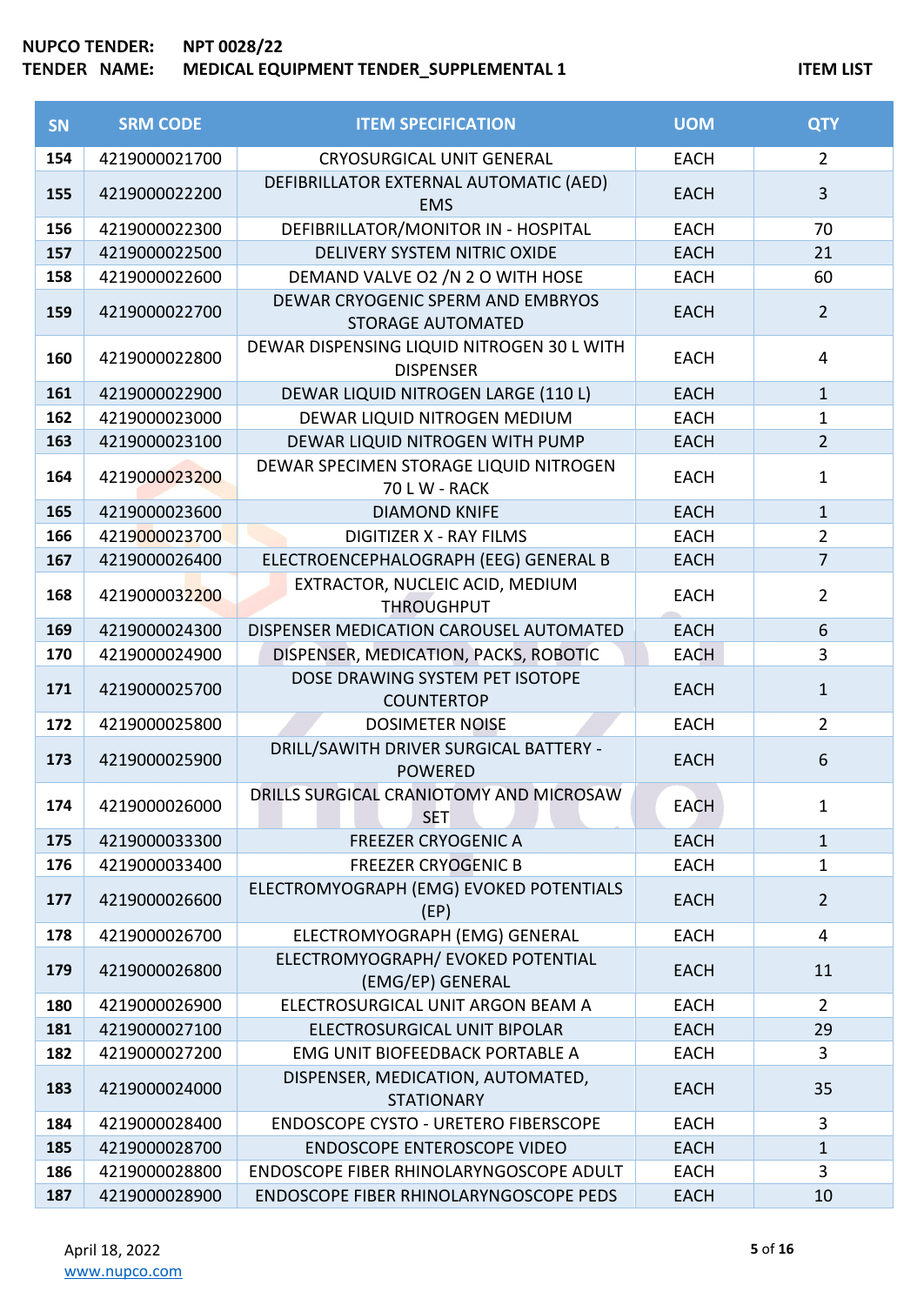| SN | SRM CODE | ITEM SPECIFICATION | UOM | QTY |
|---|---|---|---|---|
| 154 | 4219000021700 | CRYOSURGICAL UNIT GENERAL | EACH | 2 |
| 155 | 4219000022200 | DEFIBRILLATOR EXTERNAL AUTOMATIC (AED) EMS | EACH | 3 |
| 156 | 4219000022300 | DEFIBRILLATOR/MONITOR IN - HOSPITAL | EACH | 70 |
| 157 | 4219000022500 | DELIVERY SYSTEM NITRIC OXIDE | EACH | 21 |
| 158 | 4219000022600 | DEMAND VALVE O2 /N 2 O WITH HOSE | EACH | 60 |
| 159 | 4219000022700 | DEWAR CRYOGENIC SPERM AND EMBRYOS STORAGE AUTOMATED | EACH | 2 |
| 160 | 4219000022800 | DEWAR DISPENSING LIQUID NITROGEN 30 L WITH DISPENSER | EACH | 4 |
| 161 | 4219000022900 | DEWAR LIQUID NITROGEN LARGE (110 L) | EACH | 1 |
| 162 | 4219000023000 | DEWAR LIQUID NITROGEN MEDIUM | EACH | 1 |
| 163 | 4219000023100 | DEWAR LIQUID NITROGEN WITH PUMP | EACH | 2 |
| 164 | 4219000023200 | DEWAR SPECIMEN STORAGE LIQUID NITROGEN 70 L W - RACK | EACH | 1 |
| 165 | 4219000023600 | DIAMOND KNIFE | EACH | 1 |
| 166 | 4219000023700 | DIGITIZER X - RAY FILMS | EACH | 2 |
| 167 | 4219000026400 | ELECTROENCEPHALOGRAPH (EEG) GENERAL B | EACH | 7 |
| 168 | 4219000032200 | EXTRACTOR, NUCLEIC ACID, MEDIUM THROUGHPUT | EACH | 2 |
| 169 | 4219000024300 | DISPENSER MEDICATION CAROUSEL AUTOMATED | EACH | 6 |
| 170 | 4219000024900 | DISPENSER, MEDICATION, PACKS, ROBOTIC | EACH | 3 |
| 171 | 4219000025700 | DOSE DRAWING SYSTEM PET ISOTOPE COUNTERTOP | EACH | 1 |
| 172 | 4219000025800 | DOSIMETER NOISE | EACH | 2 |
| 173 | 4219000025900 | DRILL/SAWITH DRIVER SURGICAL BATTERY - POWERED | EACH | 6 |
| 174 | 4219000026000 | DRILLS SURGICAL CRANIOTOMY AND MICROSAW SET | EACH | 1 |
| 175 | 4219000033300 | FREEZER CRYOGENIC A | EACH | 1 |
| 176 | 4219000033400 | FREEZER CRYOGENIC B | EACH | 1 |
| 177 | 4219000026600 | ELECTROMYOGRAPH (EMG) EVOKED POTENTIALS (EP) | EACH | 2 |
| 178 | 4219000026700 | ELECTROMYOGRAPH (EMG) GENERAL | EACH | 4 |
| 179 | 4219000026800 | ELECTROMYOGRAPH/ EVOKED POTENTIAL (EMG/EP) GENERAL | EACH | 11 |
| 180 | 4219000026900 | ELECTROSURGICAL UNIT ARGON BEAM A | EACH | 2 |
| 181 | 4219000027100 | ELECTROSURGICAL UNIT BIPOLAR | EACH | 29 |
| 182 | 4219000027200 | EMG UNIT BIOFEEDBACK PORTABLE A | EACH | 3 |
| 183 | 4219000024000 | DISPENSER, MEDICATION, AUTOMATED, STATIONARY | EACH | 35 |
| 184 | 4219000028400 | ENDOSCOPE CYSTO - URETERO FIBERSCOPE | EACH | 3 |
| 185 | 4219000028700 | ENDOSCOPE ENTEROSCOPE VIDEO | EACH | 1 |
| 186 | 4219000028800 | ENDOSCOPE FIBER RHINOLARYNGOSCOPE ADULT | EACH | 3 |
| 187 | 4219000028900 | ENDOSCOPE FIBER RHINOLARYNGOSCOPE PEDS | EACH | 10 |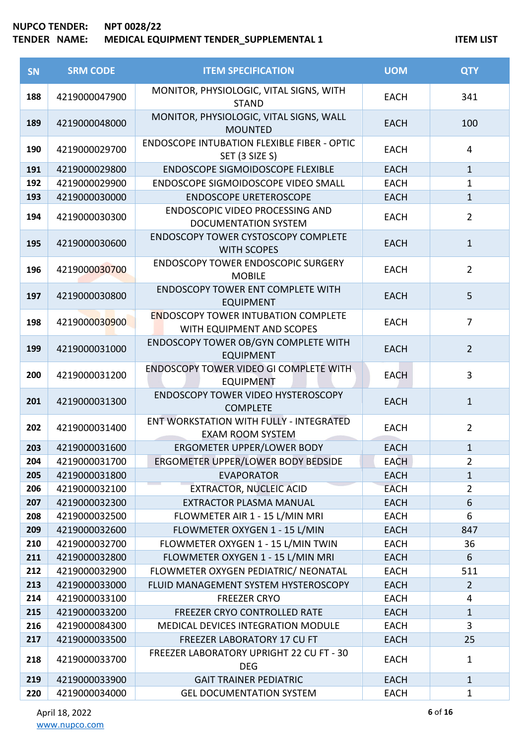**NUPCO TENDER:** NPT 0028/22
**TENDER NAME:** MEDICAL EQUIPMENT TENDER_SUPPLEMENTAL 1

**ITEM LIST**

| SN | SRM CODE | ITEM SPECIFICATION | UOM | QTY |
|---|---|---|---|---|
| 188 | 4219000047900 | MONITOR, PHYSIOLOGIC, VITAL SIGNS, WITH STAND | EACH | 341 |
| 189 | 4219000048000 | MONITOR, PHYSIOLOGIC, VITAL SIGNS, WALL MOUNTED | EACH | 100 |
| 190 | 4219000029700 | ENDOSCOPE INTUBATION FLEXIBLE FIBER - OPTIC SET (3 SIZE S) | EACH | 4 |
| 191 | 4219000029800 | ENDOSCOPE SIGMOIDOSCOPE FLEXIBLE | EACH | 1 |
| 192 | 4219000029900 | ENDOSCOPE SIGMOIDOSCOPE VIDEO SMALL | EACH | 1 |
| 193 | 4219000030000 | ENDOSCOPE URETEROSCOPE | EACH | 1 |
| 194 | 4219000030300 | ENDOSCOPIC VIDEO PROCESSING AND DOCUMENTATION SYSTEM | EACH | 2 |
| 195 | 4219000030600 | ENDOSCOPY TOWER CYSTOSCOPY COMPLETE WITH SCOPES | EACH | 1 |
| 196 | 4219000030700 | ENDOSCOPY TOWER ENDOSCOPIC SURGERY MOBILE | EACH | 2 |
| 197 | 4219000030800 | ENDOSCOPY TOWER ENT COMPLETE WITH EQUIPMENT | EACH | 5 |
| 198 | 4219000030900 | ENDOSCOPY TOWER INTUBATION COMPLETE WITH EQUIPMENT AND SCOPES | EACH | 7 |
| 199 | 4219000031000 | ENDOSCOPY TOWER OB/GYN COMPLETE WITH EQUIPMENT | EACH | 2 |
| 200 | 4219000031200 | ENDOSCOPY TOWER VIDEO GI COMPLETE WITH EQUIPMENT | EACH | 3 |
| 201 | 4219000031300 | ENDOSCOPY TOWER VIDEO HYSTEROSCOPY COMPLETE | EACH | 1 |
| 202 | 4219000031400 | ENT WORKSTATION WITH FULLY - INTEGRATED EXAM ROOM SYSTEM | EACH | 2 |
| 203 | 4219000031600 | ERGOMETER UPPER/LOWER BODY | EACH | 1 |
| 204 | 4219000031700 | ERGOMETER UPPER/LOWER BODY BEDSIDE | EACH | 2 |
| 205 | 4219000031800 | EVAPORATOR | EACH | 1 |
| 206 | 4219000032100 | EXTRACTOR, NUCLEIC ACID | EACH | 2 |
| 207 | 4219000032300 | EXTRACTOR PLASMA MANUAL | EACH | 6 |
| 208 | 4219000032500 | FLOWMETER AIR 1 - 15 L/MIN MRI | EACH | 6 |
| 209 | 4219000032600 | FLOWMETER OXYGEN 1 - 15 L/MIN | EACH | 847 |
| 210 | 4219000032700 | FLOWMETER OXYGEN 1 - 15 L/MIN TWIN | EACH | 36 |
| 211 | 4219000032800 | FLOWMETER OXYGEN 1 - 15 L/MIN MRI | EACH | 6 |
| 212 | 4219000032900 | FLOWMETER OXYGEN PEDIATRIC/ NEONATAL | EACH | 511 |
| 213 | 4219000033000 | FLUID MANAGEMENT SYSTEM HYSTEROSCOPY | EACH | 2 |
| 214 | 4219000033100 | FREEZER CRYO | EACH | 4 |
| 215 | 4219000033200 | FREEZER CRYO CONTROLLED RATE | EACH | 1 |
| 216 | 4219000084300 | MEDICAL DEVICES INTEGRATION MODULE | EACH | 3 |
| 217 | 4219000033500 | FREEZER LABORATORY 17 CU FT | EACH | 25 |
| 218 | 4219000033700 | FREEZER LABORATORY UPRIGHT 22 CU FT - 30 DEG | EACH | 1 |
| 219 | 4219000033900 | GAIT TRAINER PEDIATRIC | EACH | 1 |
| 220 | 4219000034000 | GEL DOCUMENTATION SYSTEM | EACH | 1 |

April 18, 2022
www.nupco.com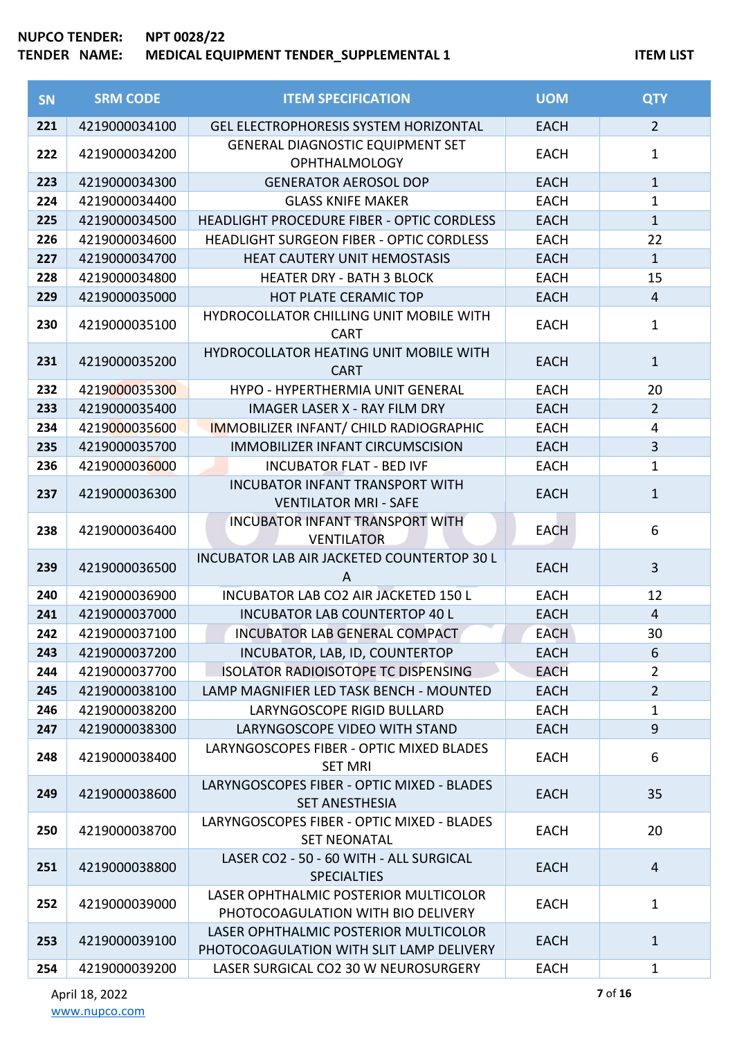**NUPCO TENDER:** NPT 0028/22
**TENDER NAME:** MEDICAL EQUIPMENT TENDER_SUPPLEMENTAL 1 **ITEM LIST**

| SN | SRM CODE | ITEM SPECIFICATION | UOM | QTY |
|---|---|---|---|---|
| 221 | 4219000034100 | GEL ELECTROPHORESIS SYSTEM HORIZONTAL | EACH | 2 |
| 222 | 4219000034200 | GENERAL DIAGNOSTIC EQUIPMENT SET OPHTHALMOLOGY | EACH | 1 |
| 223 | 4219000034300 | GENERATOR AEROSOL DOP | EACH | 1 |
| 224 | 4219000034400 | GLASS KNIFE MAKER | EACH | 1 |
| 225 | 4219000034500 | HEADLIGHT PROCEDURE FIBER - OPTIC CORDLESS | EACH | 1 |
| 226 | 4219000034600 | HEADLIGHT SURGEON FIBER - OPTIC CORDLESS | EACH | 22 |
| 227 | 4219000034700 | HEAT CAUTERY UNIT HEMOSTASIS | EACH | 1 |
| 228 | 4219000034800 | HEATER DRY - BATH 3 BLOCK | EACH | 15 |
| 229 | 4219000035000 | HOT PLATE CERAMIC TOP | EACH | 4 |
| 230 | 4219000035100 | HYDROCOLLATOR CHILLING UNIT MOBILE WITH CART | EACH | 1 |
| 231 | 4219000035200 | HYDROCOLLATOR HEATING UNIT MOBILE WITH CART | EACH | 1 |
| 232 | 4219000035300 | HYPO - HYPERTHERMIA UNIT GENERAL | EACH | 20 |
| 233 | 4219000035400 | IMAGER LASER X - RAY FILM DRY | EACH | 2 |
| 234 | 4219000035600 | IMMOBILIZER INFANT/ CHILD RADIOGRAPHIC | EACH | 4 |
| 235 | 4219000035700 | IMMOBILIZER INFANT CIRCUMSCISION | EACH | 3 |
| 236 | 4219000036000 | INCUBATOR FLAT - BED IVF | EACH | 1 |
| 237 | 4219000036300 | INCUBATOR INFANT TRANSPORT WITH VENTILATOR MRI - SAFE | EACH | 1 |
| 238 | 4219000036400 | INCUBATOR INFANT TRANSPORT WITH VENTILATOR | EACH | 6 |
| 239 | 4219000036500 | INCUBATOR LAB AIR JACKETED COUNTERTOP 30 L A | EACH | 3 |
| 240 | 4219000036900 | INCUBATOR LAB CO2 AIR JACKETED 150 L | EACH | 12 |
| 241 | 4219000037000 | INCUBATOR LAB COUNTERTOP 40 L | EACH | 4 |
| 242 | 4219000037100 | INCUBATOR LAB GENERAL COMPACT | EACH | 30 |
| 243 | 4219000037200 | INCUBATOR, LAB, ID, COUNTERTOP | EACH | 6 |
| 244 | 4219000037700 | ISOLATOR RADIOISOTOPE TC DISPENSING | EACH | 2 |
| 245 | 4219000038100 | LAMP MAGNIFIER LED TASK BENCH - MOUNTED | EACH | 2 |
| 246 | 4219000038200 | LARYNGOSCOPE RIGID BULLARD | EACH | 1 |
| 247 | 4219000038300 | LARYNGOSCOPE VIDEO WITH STAND | EACH | 9 |
| 248 | 4219000038400 | LARYNGOSCOPES FIBER - OPTIC MIXED BLADES SET MRI | EACH | 6 |
| 249 | 4219000038600 | LARYNGOSCOPES FIBER - OPTIC MIXED - BLADES SET ANESTHESIA | EACH | 35 |
| 250 | 4219000038700 | LARYNGOSCOPES FIBER - OPTIC MIXED - BLADES SET NEONATAL | EACH | 20 |
| 251 | 4219000038800 | LASER CO2 - 50 - 60 WITH - ALL SURGICAL SPECIALTIES | EACH | 4 |
| 252 | 4219000039000 | LASER OPHTHALMIC POSTERIOR MULTICOLOR PHOTOCOAGULATION WITH BIO DELIVERY | EACH | 1 |
| 253 | 4219000039100 | LASER OPHTHALMIC POSTERIOR MULTICOLOR PHOTOCOAGULATION WITH SLIT LAMP DELIVERY | EACH | 1 |
| 254 | 4219000039200 | LASER SURGICAL CO2 30 W NEUROSURGERY | EACH | 1 |

April 18, 2022
www.nupco.com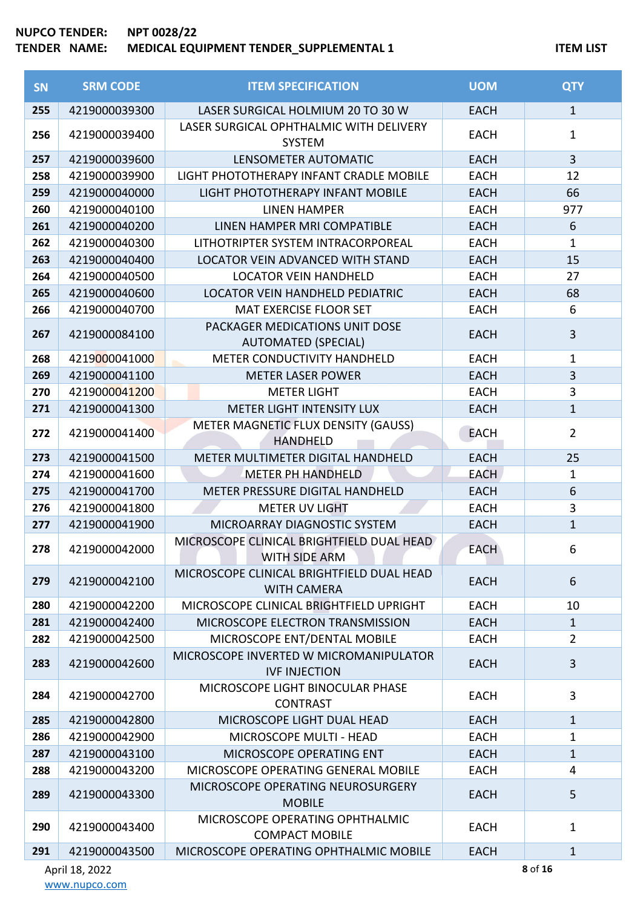**NUPCO TENDER:** NPT 0028/22
**TENDER NAME:** MEDICAL EQUIPMENT TENDER_SUPPLEMENTAL 1 **ITEM LIST**

| SN | SRM CODE | ITEM SPECIFICATION | UOM | QTY |
|---|---|---|---|---|
| 255 | 4219000039300 | LASER SURGICAL HOLMIUM 20 TO 30 W | EACH | 1 |
| 256 | 4219000039400 | LASER SURGICAL OPHTHALMIC WITH DELIVERY SYSTEM | EACH | 1 |
| 257 | 4219000039600 | LENSOMETER AUTOMATIC | EACH | 3 |
| 258 | 4219000039900 | LIGHT PHOTOTHERAPY INFANT CRADLE MOBILE | EACH | 12 |
| 259 | 4219000040000 | LIGHT PHOTOTHERAPY INFANT MOBILE | EACH | 66 |
| 260 | 4219000040100 | LINEN HAMPER | EACH | 977 |
| 261 | 4219000040200 | LINEN HAMPER MRI COMPATIBLE | EACH | 6 |
| 262 | 4219000040300 | LITHOTRIPTER SYSTEM INTRACORPOREAL | EACH | 1 |
| 263 | 4219000040400 | LOCATOR VEIN ADVANCED WITH STAND | EACH | 15 |
| 264 | 4219000040500 | LOCATOR VEIN HANDHELD | EACH | 27 |
| 265 | 4219000040600 | LOCATOR VEIN HANDHELD PEDIATRIC | EACH | 68 |
| 266 | 4219000040700 | MAT EXERCISE FLOOR SET | EACH | 6 |
| 267 | 4219000084100 | PACKAGER MEDICATIONS UNIT DOSE AUTOMATED (SPECIAL) | EACH | 3 |
| 268 | 4219000041000 | METER CONDUCTIVITY HANDHELD | EACH | 1 |
| 269 | 4219000041100 | METER LASER POWER | EACH | 3 |
| 270 | 4219000041200 | METER LIGHT | EACH | 3 |
| 271 | 4219000041300 | METER LIGHT INTENSITY LUX | EACH | 1 |
| 272 | 4219000041400 | METER MAGNETIC FLUX DENSITY (GAUSS) HANDHELD | EACH | 2 |
| 273 | 4219000041500 | METER MULTIMETER DIGITAL HANDHELD | EACH | 25 |
| 274 | 4219000041600 | METER PH HANDHELD | EACH | 1 |
| 275 | 4219000041700 | METER PRESSURE DIGITAL HANDHELD | EACH | 6 |
| 276 | 4219000041800 | METER UV LIGHT | EACH | 3 |
| 277 | 4219000041900 | MICROARRAY DIAGNOSTIC SYSTEM | EACH | 1 |
| 278 | 4219000042000 | MICROSCOPE CLINICAL BRIGHTFIELD DUAL HEAD WITH SIDE ARM | EACH | 6 |
| 279 | 4219000042100 | MICROSCOPE CLINICAL BRIGHTFIELD DUAL HEAD WITH CAMERA | EACH | 6 |
| 280 | 4219000042200 | MICROSCOPE CLINICAL BRIGHTFIELD UPRIGHT | EACH | 10 |
| 281 | 4219000042400 | MICROSCOPE ELECTRON TRANSMISSION | EACH | 1 |
| 282 | 4219000042500 | MICROSCOPE ENT/DENTAL MOBILE | EACH | 2 |
| 283 | 4219000042600 | MICROSCOPE INVERTED W MICROMANIPULATOR IVF INJECTION | EACH | 3 |
| 284 | 4219000042700 | MICROSCOPE LIGHT BINOCULAR PHASE CONTRAST | EACH | 3 |
| 285 | 4219000042800 | MICROSCOPE LIGHT DUAL HEAD | EACH | 1 |
| 286 | 4219000042900 | MICROSCOPE MULTI - HEAD | EACH | 1 |
| 287 | 4219000043100 | MICROSCOPE OPERATING ENT | EACH | 1 |
| 288 | 4219000043200 | MICROSCOPE OPERATING GENERAL MOBILE | EACH | 4 |
| 289 | 4219000043300 | MICROSCOPE OPERATING NEUROSURGERY MOBILE | EACH | 5 |
| 290 | 4219000043400 | MICROSCOPE OPERATING OPHTHALMIC COMPACT MOBILE | EACH | 1 |
| 291 | 4219000043500 | MICROSCOPE OPERATING OPHTHALMIC MOBILE | EACH | 1 |

April 18, 2022
www.nupco.com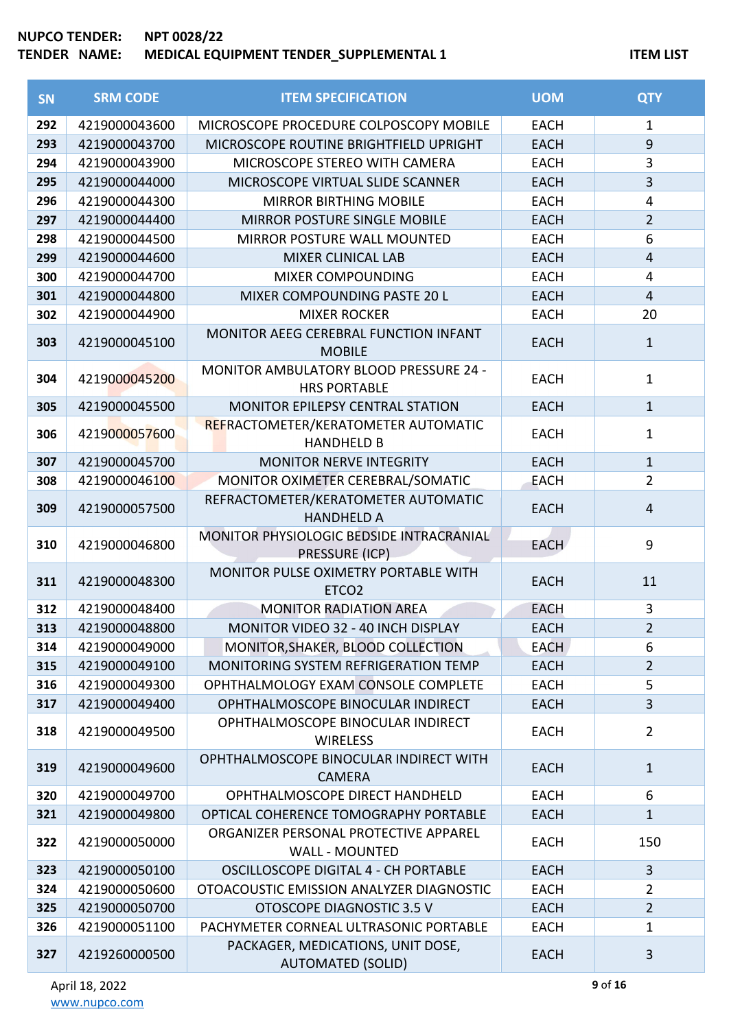**NUPCO TENDER:** NPT 0028/22
**TENDER NAME:** MEDICAL EQUIPMENT TENDER_SUPPLEMENTAL 1

**ITEM LIST**

| SN | SRM CODE | ITEM SPECIFICATION | UOM | QTY |
|---|---|---|---|---|
| 292 | 4219000043600 | MICROSCOPE PROCEDURE COLPOSCOPY MOBILE | EACH | 1 |
| 293 | 4219000043700 | MICROSCOPE ROUTINE BRIGHTFIELD UPRIGHT | EACH | 9 |
| 294 | 4219000043900 | MICROSCOPE STEREO WITH CAMERA | EACH | 3 |
| 295 | 4219000044000 | MICROSCOPE VIRTUAL SLIDE SCANNER | EACH | 3 |
| 296 | 4219000044300 | MIRROR BIRTHING MOBILE | EACH | 4 |
| 297 | 4219000044400 | MIRROR POSTURE SINGLE MOBILE | EACH | 2 |
| 298 | 4219000044500 | MIRROR POSTURE WALL MOUNTED | EACH | 6 |
| 299 | 4219000044600 | MIXER CLINICAL LAB | EACH | 4 |
| 300 | 4219000044700 | MIXER COMPOUNDING | EACH | 4 |
| 301 | 4219000044800 | MIXER COMPOUNDING PASTE 20 L | EACH | 4 |
| 302 | 4219000044900 | MIXER ROCKER | EACH | 20 |
| 303 | 4219000045100 | MONITOR AEEG CEREBRAL FUNCTION INFANT MOBILE | EACH | 1 |
| 304 | 4219000045200 | MONITOR AMBULATORY BLOOD PRESSURE 24 - HRS PORTABLE | EACH | 1 |
| 305 | 4219000045500 | MONITOR EPILEPSY CENTRAL STATION | EACH | 1 |
| 306 | 4219000057600 | REFRACTOMETER/KERATOMETER AUTOMATIC HANDHELD B | EACH | 1 |
| 307 | 4219000045700 | MONITOR NERVE INTEGRITY | EACH | 1 |
| 308 | 4219000046100 | MONITOR OXIMETER CEREBRAL/SOMATIC | EACH | 2 |
| 309 | 4219000057500 | REFRACTOMETER/KERATOMETER AUTOMATIC HANDHELD A | EACH | 4 |
| 310 | 4219000046800 | MONITOR PHYSIOLOGIC BEDSIDE INTRACRANIAL PRESSURE (ICP) | EACH | 9 |
| 311 | 4219000048300 | MONITOR PULSE OXIMETRY PORTABLE WITH ETCO2 | EACH | 11 |
| 312 | 4219000048400 | MONITOR RADIATION AREA | EACH | 3 |
| 313 | 4219000048800 | MONITOR VIDEO 32 - 40 INCH DISPLAY | EACH | 2 |
| 314 | 4219000049000 | MONITOR,SHAKER, BLOOD COLLECTION | EACH | 6 |
| 315 | 4219000049100 | MONITORING SYSTEM REFRIGERATION TEMP | EACH | 2 |
| 316 | 4219000049300 | OPHTHALMOLOGY EXAM CONSOLE COMPLETE | EACH | 5 |
| 317 | 4219000049400 | OPHTHALMOSCOPE BINOCULAR INDIRECT | EACH | 3 |
| 318 | 4219000049500 | OPHTHALMOSCOPE BINOCULAR INDIRECT WIRELESS | EACH | 2 |
| 319 | 4219000049600 | OPHTHALMOSCOPE BINOCULAR INDIRECT WITH CAMERA | EACH | 1 |
| 320 | 4219000049700 | OPHTHALMOSCOPE DIRECT HANDHELD | EACH | 6 |
| 321 | 4219000049800 | OPTICAL COHERENCE TOMOGRAPHY PORTABLE | EACH | 1 |
| 322 | 4219000050000 | ORGANIZER PERSONAL PROTECTIVE APPAREL WALL - MOUNTED | EACH | 150 |
| 323 | 4219000050100 | OSCILLOSCOPE DIGITAL 4 - CH PORTABLE | EACH | 3 |
| 324 | 4219000050600 | OTOACOUSTIC EMISSION ANALYZER DIAGNOSTIC | EACH | 2 |
| 325 | 4219000050700 | OTOSCOPE DIAGNOSTIC 3.5 V | EACH | 2 |
| 326 | 4219000051100 | PACHYMETER CORNEAL ULTRASONIC PORTABLE | EACH | 1 |
| 327 | 4219260000500 | PACKAGER, MEDICATIONS, UNIT DOSE, AUTOMATED (SOLID) | EACH | 3 |

April 18, 2022
www.nupco.com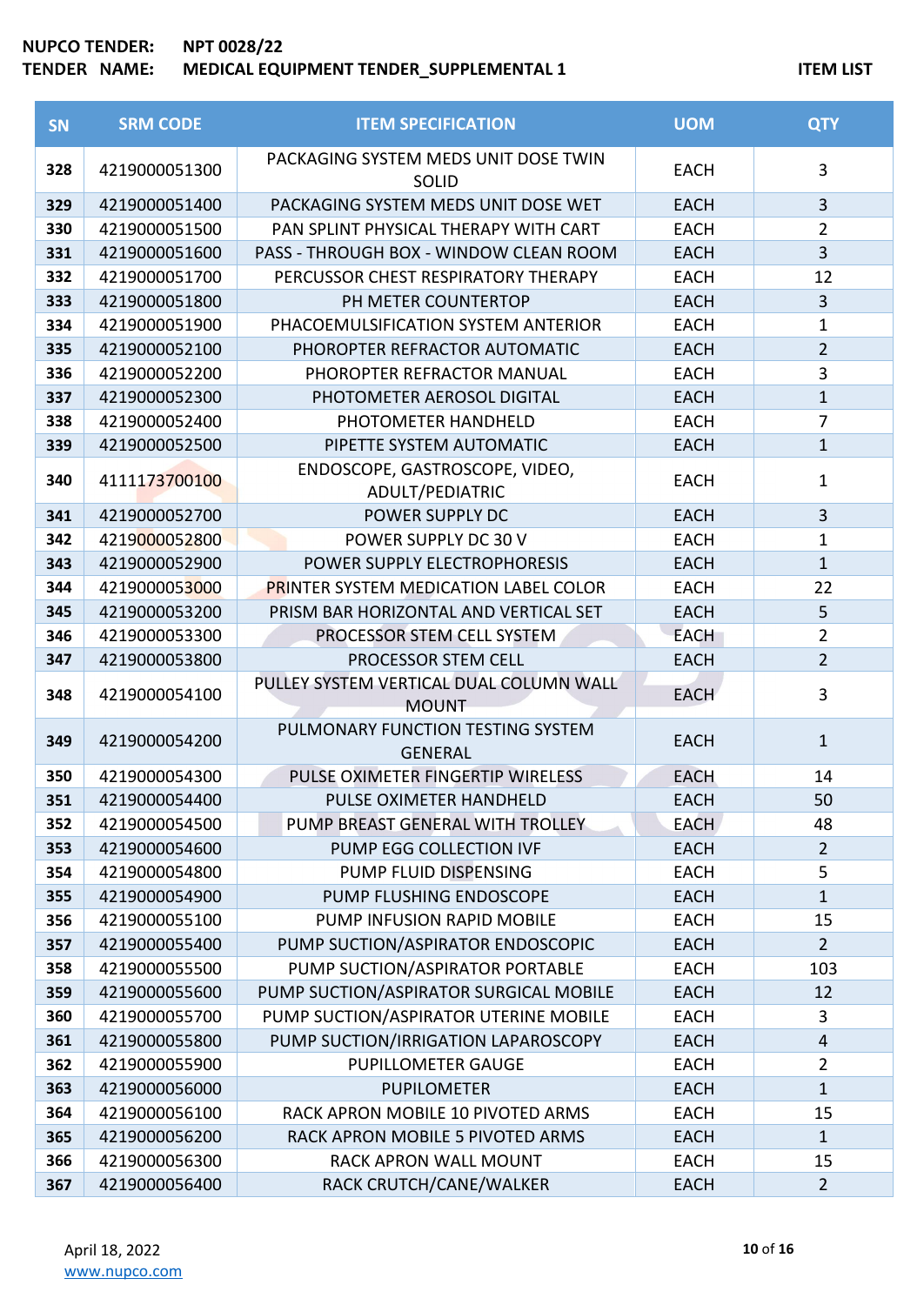**NUPCO TENDER:** NPT 0028/22
**TENDER NAME:** MEDICAL EQUIPMENT TENDER_SUPPLEMENTAL 1

**ITEM LIST**

| SN | SRM CODE | ITEM SPECIFICATION | UOM | QTY |
|---|---|---|---|---|
| 328 | 4219000051300 | PACKAGING SYSTEM MEDS UNIT DOSE TWIN SOLID | EACH | 3 |
| 329 | 4219000051400 | PACKAGING SYSTEM MEDS UNIT DOSE WET | EACH | 3 |
| 330 | 4219000051500 | PAN SPLINT PHYSICAL THERAPY WITH CART | EACH | 2 |
| 331 | 4219000051600 | PASS - THROUGH BOX - WINDOW CLEAN ROOM | EACH | 3 |
| 332 | 4219000051700 | PERCUSSOR CHEST RESPIRATORY THERAPY | EACH | 12 |
| 333 | 4219000051800 | PH METER COUNTERTOP | EACH | 3 |
| 334 | 4219000051900 | PHACOEMULSIFICATION SYSTEM ANTERIOR | EACH | 1 |
| 335 | 4219000052100 | PHOROPTER REFRACTOR AUTOMATIC | EACH | 2 |
| 336 | 4219000052200 | PHOROPTER REFRACTOR MANUAL | EACH | 3 |
| 337 | 4219000052300 | PHOTOMETER AEROSOL DIGITAL | EACH | 1 |
| 338 | 4219000052400 | PHOTOMETER HANDHELD | EACH | 7 |
| 339 | 4219000052500 | PIPETTE SYSTEM AUTOMATIC | EACH | 1 |
| 340 | 4111173700100 | ENDOSCOPE, GASTROSCOPE, VIDEO, ADULT/PEDIATRIC | EACH | 1 |
| 341 | 4219000052700 | POWER SUPPLY DC | EACH | 3 |
| 342 | 4219000052800 | POWER SUPPLY DC 30 V | EACH | 1 |
| 343 | 4219000052900 | POWER SUPPLY ELECTROPHORESIS | EACH | 1 |
| 344 | 4219000053000 | PRINTER SYSTEM MEDICATION LABEL COLOR | EACH | 22 |
| 345 | 4219000053200 | PRISM BAR HORIZONTAL AND VERTICAL SET | EACH | 5 |
| 346 | 4219000053300 | PROCESSOR STEM CELL SYSTEM | EACH | 2 |
| 347 | 4219000053800 | PROCESSOR STEM CELL | EACH | 2 |
| 348 | 4219000054100 | PULLEY SYSTEM VERTICAL DUAL COLUMN WALL MOUNT | EACH | 3 |
| 349 | 4219000054200 | PULMONARY FUNCTION TESTING SYSTEM GENERAL | EACH | 1 |
| 350 | 4219000054300 | PULSE OXIMETER FINGERTIP WIRELESS | EACH | 14 |
| 351 | 4219000054400 | PULSE OXIMETER HANDHELD | EACH | 50 |
| 352 | 4219000054500 | PUMP BREAST GENERAL WITH TROLLEY | EACH | 48 |
| 353 | 4219000054600 | PUMP EGG COLLECTION IVF | EACH | 2 |
| 354 | 4219000054800 | PUMP FLUID DISPENSING | EACH | 5 |
| 355 | 4219000054900 | PUMP FLUSHING ENDOSCOPE | EACH | 1 |
| 356 | 4219000055100 | PUMP INFUSION RAPID MOBILE | EACH | 15 |
| 357 | 4219000055400 | PUMP SUCTION/ASPIRATOR ENDOSCOPIC | EACH | 2 |
| 358 | 4219000055500 | PUMP SUCTION/ASPIRATOR PORTABLE | EACH | 103 |
| 359 | 4219000055600 | PUMP SUCTION/ASPIRATOR SURGICAL MOBILE | EACH | 12 |
| 360 | 4219000055700 | PUMP SUCTION/ASPIRATOR UTERINE MOBILE | EACH | 3 |
| 361 | 4219000055800 | PUMP SUCTION/IRRIGATION LAPAROSCOPY | EACH | 4 |
| 362 | 4219000055900 | PUPILLOMETER GAUGE | EACH | 2 |
| 363 | 4219000056000 | PUPILOMETER | EACH | 1 |
| 364 | 4219000056100 | RACK APRON MOBILE 10 PIVOTED ARMS | EACH | 15 |
| 365 | 4219000056200 | RACK APRON MOBILE 5 PIVOTED ARMS | EACH | 1 |
| 366 | 4219000056300 | RACK APRON WALL MOUNT | EACH | 15 |
| 367 | 4219000056400 | RACK CRUTCH/CANE/WALKER | EACH | 2 |

April 18, 2022
www.nupco.com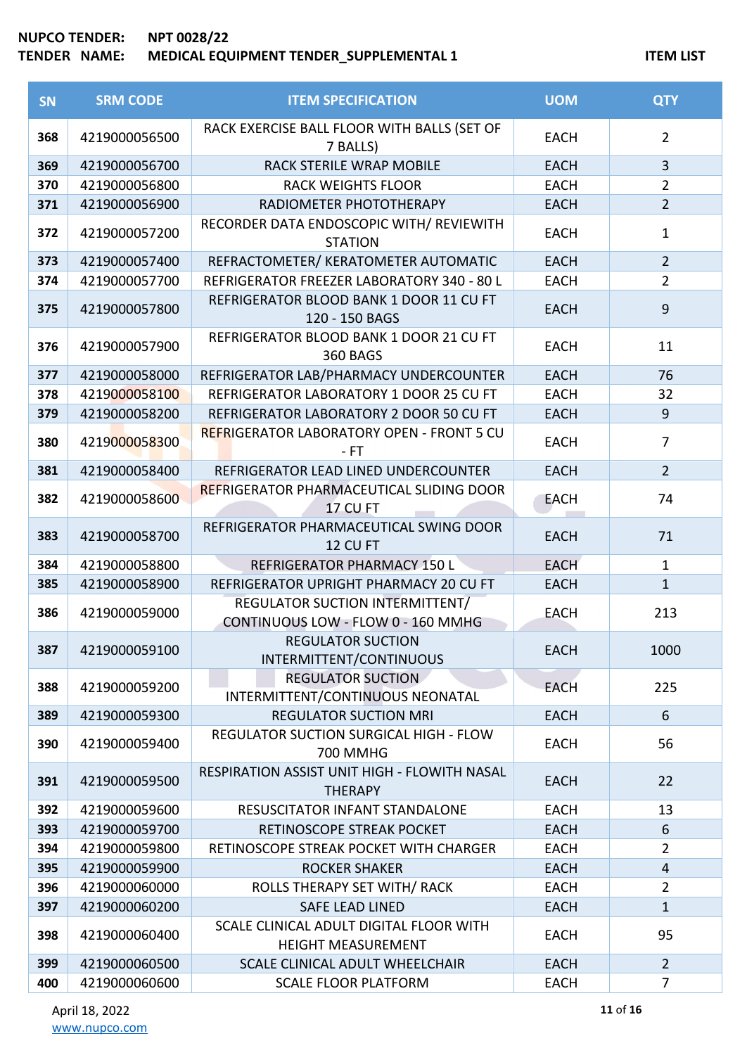NUPCO TENDER: NPT 0028/22
TENDER NAME: MEDICAL EQUIPMENT TENDER_SUPPLEMENTAL 1

ITEM LIST

| SN | SRM CODE | ITEM SPECIFICATION | UOM | QTY |
|---|---|---|---|---|
| 368 | 4219000056500 | RACK EXERCISE BALL FLOOR WITH BALLS (SET OF 7 BALLS) | EACH | 2 |
| 369 | 4219000056700 | RACK STERILE WRAP MOBILE | EACH | 3 |
| 370 | 4219000056800 | RACK WEIGHTS FLOOR | EACH | 2 |
| 371 | 4219000056900 | RADIOMETER PHOTOTHERAPY | EACH | 2 |
| 372 | 4219000057200 | RECORDER DATA ENDOSCOPIC WITH/ REVIEWITH STATION | EACH | 1 |
| 373 | 4219000057400 | REFRACTOMETER/ KERATOMETER AUTOMATIC | EACH | 2 |
| 374 | 4219000057700 | REFRIGERATOR FREEZER LABORATORY 340 - 80 L | EACH | 2 |
| 375 | 4219000057800 | REFRIGERATOR BLOOD BANK 1 DOOR 11 CU FT 120 - 150 BAGS | EACH | 9 |
| 376 | 4219000057900 | REFRIGERATOR BLOOD BANK 1 DOOR 21 CU FT 360 BAGS | EACH | 11 |
| 377 | 4219000058000 | REFRIGERATOR LAB/PHARMACY UNDERCOUNTER | EACH | 76 |
| 378 | 4219000058100 | REFRIGERATOR LABORATORY 1 DOOR 25 CU FT | EACH | 32 |
| 379 | 4219000058200 | REFRIGERATOR LABORATORY 2 DOOR 50 CU FT | EACH | 9 |
| 380 | 4219000058300 | REFRIGERATOR LABORATORY OPEN - FRONT 5 CU - FT | EACH | 7 |
| 381 | 4219000058400 | REFRIGERATOR LEAD LINED UNDERCOUNTER | EACH | 2 |
| 382 | 4219000058600 | REFRIGERATOR PHARMACEUTICAL SLIDING DOOR 17 CU FT | EACH | 74 |
| 383 | 4219000058700 | REFRIGERATOR PHARMACEUTICAL SWING DOOR 12 CU FT | EACH | 71 |
| 384 | 4219000058800 | REFRIGERATOR PHARMACY 150 L | EACH | 1 |
| 385 | 4219000058900 | REFRIGERATOR UPRIGHT PHARMACY 20 CU FT | EACH | 1 |
| 386 | 4219000059000 | REGULATOR SUCTION INTERMITTENT/ CONTINUOUS LOW - FLOW 0 - 160 MMHG | EACH | 213 |
| 387 | 4219000059100 | REGULATOR SUCTION INTERMITTENT/CONTINUOUS | EACH | 1000 |
| 388 | 4219000059200 | REGULATOR SUCTION INTERMITTENT/CONTINUOUS NEONATAL | EACH | 225 |
| 389 | 4219000059300 | REGULATOR SUCTION MRI | EACH | 6 |
| 390 | 4219000059400 | REGULATOR SUCTION SURGICAL HIGH - FLOW 700 MMHG | EACH | 56 |
| 391 | 4219000059500 | RESPIRATION ASSIST UNIT HIGH - FLOWITH NASAL THERAPY | EACH | 22 |
| 392 | 4219000059600 | RESUSCITATOR INFANT STANDALONE | EACH | 13 |
| 393 | 4219000059700 | RETINOSCOPE STREAK POCKET | EACH | 6 |
| 394 | 4219000059800 | RETINOSCOPE STREAK POCKET WITH CHARGER | EACH | 2 |
| 395 | 4219000059900 | ROCKER SHAKER | EACH | 4 |
| 396 | 4219000060000 | ROLLS THERAPY SET WITH/ RACK | EACH | 2 |
| 397 | 4219000060200 | SAFE LEAD LINED | EACH | 1 |
| 398 | 4219000060400 | SCALE CLINICAL ADULT DIGITAL FLOOR WITH HEIGHT MEASUREMENT | EACH | 95 |
| 399 | 4219000060500 | SCALE CLINICAL ADULT WHEELCHAIR | EACH | 2 |
| 400 | 4219000060600 | SCALE FLOOR PLATFORM | EACH | 7 |

April 18, 2022
www.nupco.com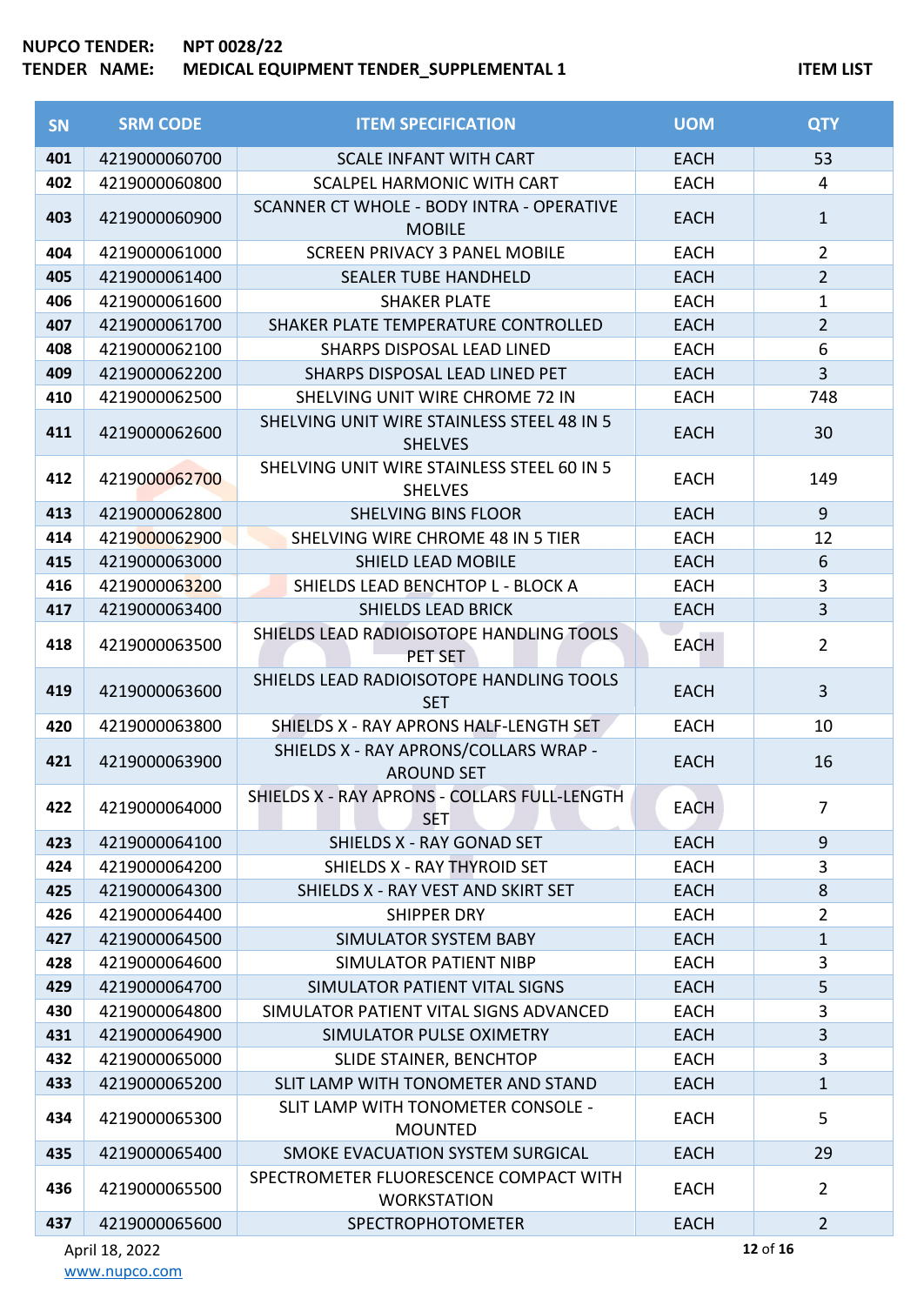NUPCO TENDER: NPT 0028/22
TENDER NAME: MEDICAL EQUIPMENT TENDER_SUPPLEMENTAL 1

ITEM LIST

| SN | SRM CODE | ITEM SPECIFICATION | UOM | QTY |
|---|---|---|---|---|
| 401 | 4219000060700 | SCALE INFANT WITH CART | EACH | 53 |
| 402 | 4219000060800 | SCALPEL HARMONIC WITH CART | EACH | 4 |
| 403 | 4219000060900 | SCANNER CT WHOLE - BODY INTRA - OPERATIVE MOBILE | EACH | 1 |
| 404 | 4219000061000 | SCREEN PRIVACY 3 PANEL MOBILE | EACH | 2 |
| 405 | 4219000061400 | SEALER TUBE HANDHELD | EACH | 2 |
| 406 | 4219000061600 | SHAKER PLATE | EACH | 1 |
| 407 | 4219000061700 | SHAKER PLATE TEMPERATURE CONTROLLED | EACH | 2 |
| 408 | 4219000062100 | SHARPS DISPOSAL LEAD LINED | EACH | 6 |
| 409 | 4219000062200 | SHARPS DISPOSAL LEAD LINED PET | EACH | 3 |
| 410 | 4219000062500 | SHELVING UNIT WIRE CHROME 72 IN | EACH | 748 |
| 411 | 4219000062600 | SHELVING UNIT WIRE STAINLESS STEEL 48 IN 5 SHELVES | EACH | 30 |
| 412 | 4219000062700 | SHELVING UNIT WIRE STAINLESS STEEL 60 IN 5 SHELVES | EACH | 149 |
| 413 | 4219000062800 | SHELVING BINS FLOOR | EACH | 9 |
| 414 | 4219000062900 | SHELVING WIRE CHROME 48 IN 5 TIER | EACH | 12 |
| 415 | 4219000063000 | SHIELD LEAD MOBILE | EACH | 6 |
| 416 | 4219000063200 | SHIELDS LEAD BENCHTOP L - BLOCK A | EACH | 3 |
| 417 | 4219000063400 | SHIELDS LEAD BRICK | EACH | 3 |
| 418 | 4219000063500 | SHIELDS LEAD RADIOISOTOPE HANDLING TOOLS PET SET | EACH | 2 |
| 419 | 4219000063600 | SHIELDS LEAD RADIOISOTOPE HANDLING TOOLS SET | EACH | 3 |
| 420 | 4219000063800 | SHIELDS X - RAY APRONS HALF-LENGTH SET | EACH | 10 |
| 421 | 4219000063900 | SHIELDS X - RAY APRONS/COLLARS WRAP - AROUND SET | EACH | 16 |
| 422 | 4219000064000 | SHIELDS X - RAY APRONS - COLLARS FULL-LENGTH SET | EACH | 7 |
| 423 | 4219000064100 | SHIELDS X - RAY GONAD SET | EACH | 9 |
| 424 | 4219000064200 | SHIELDS X - RAY THYROID SET | EACH | 3 |
| 425 | 4219000064300 | SHIELDS X - RAY VEST AND SKIRT SET | EACH | 8 |
| 426 | 4219000064400 | SHIPPER DRY | EACH | 2 |
| 427 | 4219000064500 | SIMULATOR SYSTEM BABY | EACH | 1 |
| 428 | 4219000064600 | SIMULATOR PATIENT NIBP | EACH | 3 |
| 429 | 4219000064700 | SIMULATOR PATIENT VITAL SIGNS | EACH | 5 |
| 430 | 4219000064800 | SIMULATOR PATIENT VITAL SIGNS ADVANCED | EACH | 3 |
| 431 | 4219000064900 | SIMULATOR PULSE OXIMETRY | EACH | 3 |
| 432 | 4219000065000 | SLIDE STAINER, BENCHTOP | EACH | 3 |
| 433 | 4219000065200 | SLIT LAMP WITH TONOMETER AND STAND | EACH | 1 |
| 434 | 4219000065300 | SLIT LAMP WITH TONOMETER CONSOLE - MOUNTED | EACH | 5 |
| 435 | 4219000065400 | SMOKE EVACUATION SYSTEM SURGICAL | EACH | 29 |
| 436 | 4219000065500 | SPECTROMETER FLUORESCENCE COMPACT WITH WORKSTATION | EACH | 2 |
| 437 | 4219000065600 | SPECTROPHOTOMETER | EACH | 2 |

April 18, 2022
www.nupco.com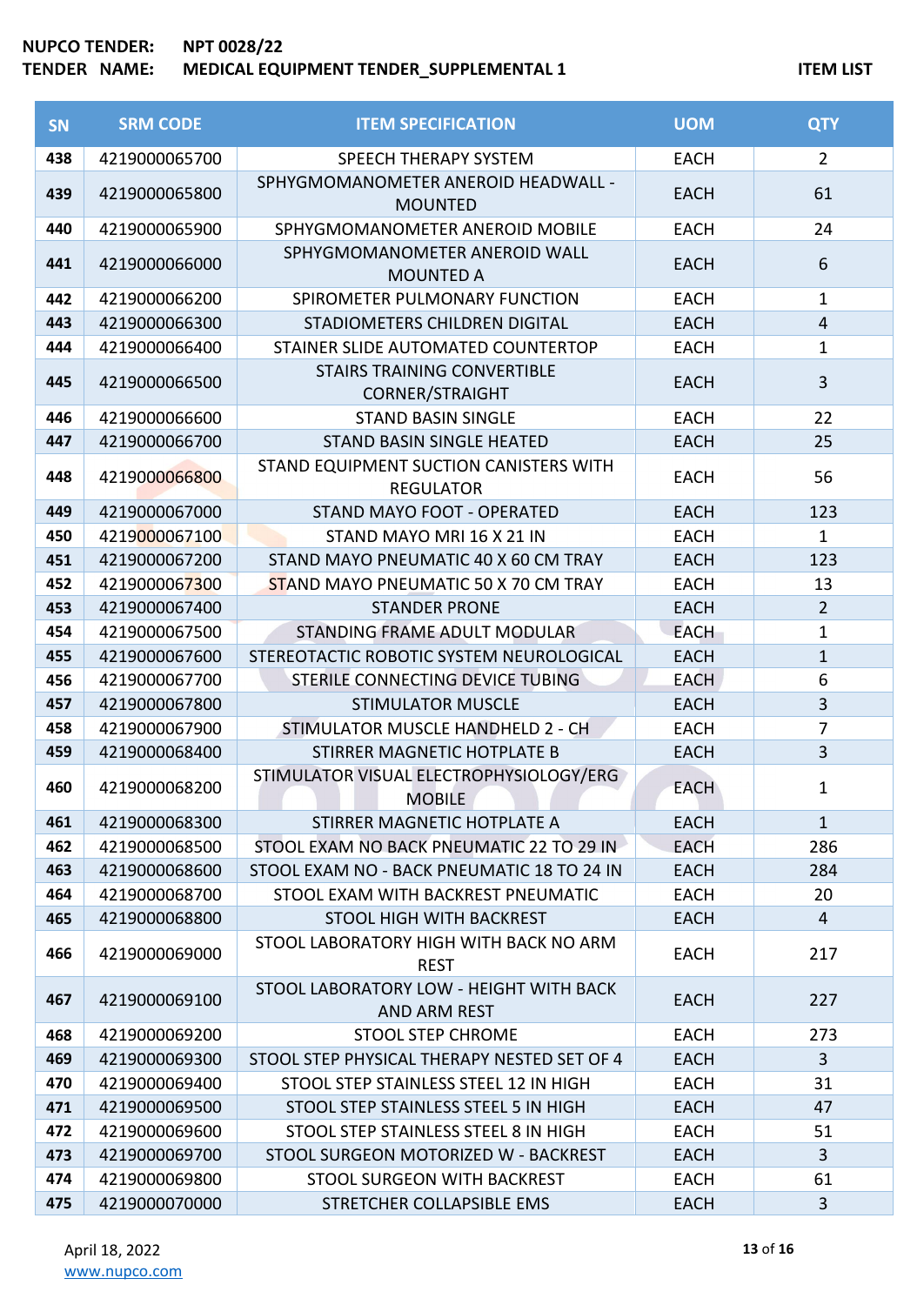**NUPCO TENDER:** NPT 0028/22
**TENDER NAME:** MEDICAL EQUIPMENT TENDER_SUPPLEMENTAL 1

**ITEM LIST**

| SN | SRM CODE | ITEM SPECIFICATION | UOM | QTY |
|---|---|---|---|---|
| 438 | 4219000065700 | SPEECH THERAPY SYSTEM | EACH | 2 |
| 439 | 4219000065800 | SPHYGMOMANOMETER ANEROID HEADWALL - MOUNTED | EACH | 61 |
| 440 | 4219000065900 | SPHYGMOMANOMETER ANEROID MOBILE | EACH | 24 |
| 441 | 4219000066000 | SPHYGMOMANOMETER ANEROID WALL MOUNTED A | EACH | 6 |
| 442 | 4219000066200 | SPIROMETER PULMONARY FUNCTION | EACH | 1 |
| 443 | 4219000066300 | STADIOMETERS CHILDREN DIGITAL | EACH | 4 |
| 444 | 4219000066400 | STAINER SLIDE AUTOMATED COUNTERTOP | EACH | 1 |
| 445 | 4219000066500 | STAIRS TRAINING CONVERTIBLE CORNER/STRAIGHT | EACH | 3 |
| 446 | 4219000066600 | STAND BASIN SINGLE | EACH | 22 |
| 447 | 4219000066700 | STAND BASIN SINGLE HEATED | EACH | 25 |
| 448 | 4219000066800 | STAND EQUIPMENT SUCTION CANISTERS WITH REGULATOR | EACH | 56 |
| 449 | 4219000067000 | STAND MAYO FOOT - OPERATED | EACH | 123 |
| 450 | 4219000067100 | STAND MAYO MRI 16 X 21 IN | EACH | 1 |
| 451 | 4219000067200 | STAND MAYO PNEUMATIC 40 X 60 CM TRAY | EACH | 123 |
| 452 | 4219000067300 | STAND MAYO PNEUMATIC 50 X 70 CM TRAY | EACH | 13 |
| 453 | 4219000067400 | STANDER PRONE | EACH | 2 |
| 454 | 4219000067500 | STANDING FRAME ADULT MODULAR | EACH | 1 |
| 455 | 4219000067600 | STEREOTACTIC ROBOTIC SYSTEM NEUROLOGICAL | EACH | 1 |
| 456 | 4219000067700 | STERILE CONNECTING DEVICE TUBING | EACH | 6 |
| 457 | 4219000067800 | STIMULATOR MUSCLE | EACH | 3 |
| 458 | 4219000067900 | STIMULATOR MUSCLE HANDHELD 2 - CH | EACH | 7 |
| 459 | 4219000068400 | STIRRER MAGNETIC HOTPLATE B | EACH | 3 |
| 460 | 4219000068200 | STIMULATOR VISUAL ELECTROPHYSIOLOGY/ERG MOBILE | EACH | 1 |
| 461 | 4219000068300 | STIRRER MAGNETIC HOTPLATE A | EACH | 1 |
| 462 | 4219000068500 | STOOL EXAM NO BACK PNEUMATIC 22 TO 29 IN | EACH | 286 |
| 463 | 4219000068600 | STOOL EXAM NO - BACK PNEUMATIC 18 TO 24 IN | EACH | 284 |
| 464 | 4219000068700 | STOOL EXAM WITH BACKREST PNEUMATIC | EACH | 20 |
| 465 | 4219000068800 | STOOL HIGH WITH BACKREST | EACH | 4 |
| 466 | 4219000069000 | STOOL LABORATORY HIGH WITH BACK NO ARM REST | EACH | 217 |
| 467 | 4219000069100 | STOOL LABORATORY LOW - HEIGHT WITH BACK AND ARM REST | EACH | 227 |
| 468 | 4219000069200 | STOOL STEP CHROME | EACH | 273 |
| 469 | 4219000069300 | STOOL STEP PHYSICAL THERAPY NESTED SET OF 4 | EACH | 3 |
| 470 | 4219000069400 | STOOL STEP STAINLESS STEEL 12 IN HIGH | EACH | 31 |
| 471 | 4219000069500 | STOOL STEP STAINLESS STEEL 5 IN HIGH | EACH | 47 |
| 472 | 4219000069600 | STOOL STEP STAINLESS STEEL 8 IN HIGH | EACH | 51 |
| 473 | 4219000069700 | STOOL SURGEON MOTORIZED W - BACKREST | EACH | 3 |
| 474 | 4219000069800 | STOOL SURGEON WITH BACKREST | EACH | 61 |
| 475 | 4219000070000 | STRETCHER COLLAPSIBLE EMS | EACH | 3 |

April 18, 2022
www.nupco.com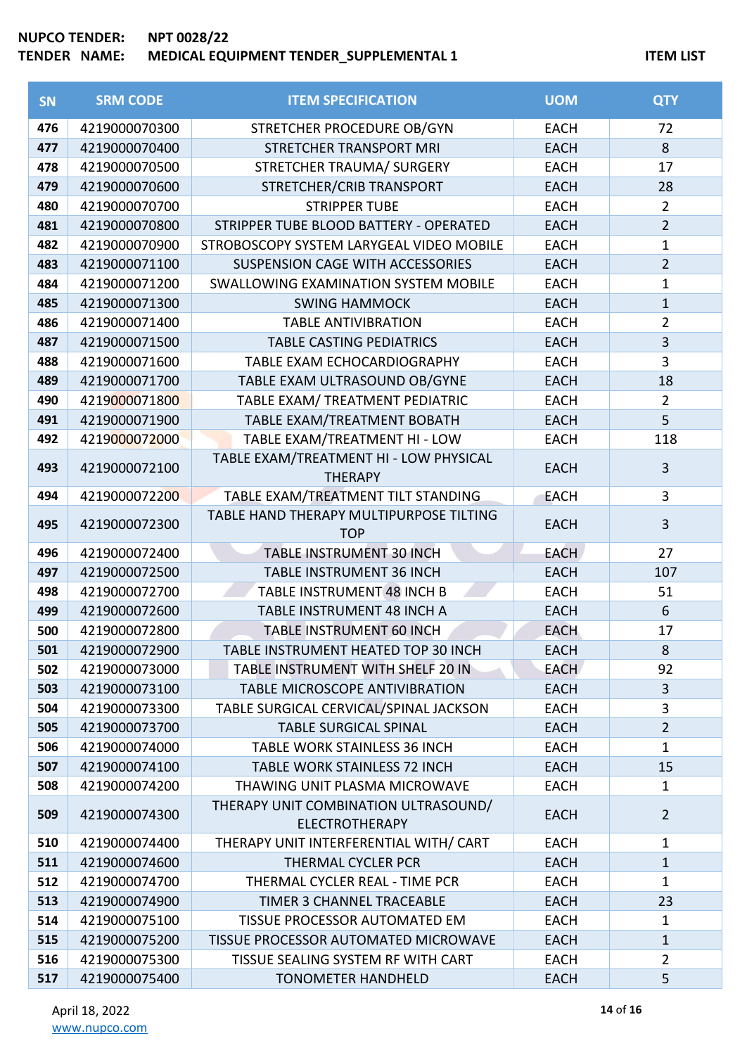**NUPCO TENDER:** NPT 0028/22
**TENDER NAME:** MEDICAL EQUIPMENT TENDER_SUPPLEMENTAL 1

**ITEM LIST**

| SN | SRM CODE | ITEM SPECIFICATION | UOM | QTY |
|---|---|---|---|---|
| 476 | 4219000070300 | STRETCHER PROCEDURE OB/GYN | EACH | 72 |
| 477 | 4219000070400 | STRETCHER TRANSPORT MRI | EACH | 8 |
| 478 | 4219000070500 | STRETCHER TRAUMA/ SURGERY | EACH | 17 |
| 479 | 4219000070600 | STRETCHER/CRIB TRANSPORT | EACH | 28 |
| 480 | 4219000070700 | STRIPPER TUBE | EACH | 2 |
| 481 | 4219000070800 | STRIPPER TUBE BLOOD BATTERY - OPERATED | EACH | 2 |
| 482 | 4219000070900 | STROBOSCOPY SYSTEM LARYGEAL VIDEO MOBILE | EACH | 1 |
| 483 | 4219000071100 | SUSPENSION CAGE WITH ACCESSORIES | EACH | 2 |
| 484 | 4219000071200 | SWALLOWING EXAMINATION SYSTEM MOBILE | EACH | 1 |
| 485 | 4219000071300 | SWING HAMMOCK | EACH | 1 |
| 486 | 4219000071400 | TABLE ANTIVIBRATION | EACH | 2 |
| 487 | 4219000071500 | TABLE CASTING PEDIATRICS | EACH | 3 |
| 488 | 4219000071600 | TABLE EXAM ECHOCARDIOGRAPHY | EACH | 3 |
| 489 | 4219000071700 | TABLE EXAM ULTRASOUND OB/GYNE | EACH | 18 |
| 490 | 4219000071800 | TABLE EXAM/ TREATMENT PEDIATRIC | EACH | 2 |
| 491 | 4219000071900 | TABLE EXAM/TREATMENT BOBATH | EACH | 5 |
| 492 | 4219000072000 | TABLE EXAM/TREATMENT HI - LOW | EACH | 118 |
| 493 | 4219000072100 | TABLE EXAM/TREATMENT HI - LOW PHYSICAL THERAPY | EACH | 3 |
| 494 | 4219000072200 | TABLE EXAM/TREATMENT TILT STANDING | EACH | 3 |
| 495 | 4219000072300 | TABLE HAND THERAPY MULTIPURPOSE TILTING TOP | EACH | 3 |
| 496 | 4219000072400 | TABLE INSTRUMENT 30 INCH | EACH | 27 |
| 497 | 4219000072500 | TABLE INSTRUMENT 36 INCH | EACH | 107 |
| 498 | 4219000072700 | TABLE INSTRUMENT 48 INCH B | EACH | 51 |
| 499 | 4219000072600 | TABLE INSTRUMENT 48 INCH A | EACH | 6 |
| 500 | 4219000072800 | TABLE INSTRUMENT 60 INCH | EACH | 17 |
| 501 | 4219000072900 | TABLE INSTRUMENT HEATED TOP 30 INCH | EACH | 8 |
| 502 | 4219000073000 | TABLE INSTRUMENT WITH SHELF 20 IN | EACH | 92 |
| 503 | 4219000073100 | TABLE MICROSCOPE ANTIVIBRATION | EACH | 3 |
| 504 | 4219000073300 | TABLE SURGICAL CERVICAL/SPINAL JACKSON | EACH | 3 |
| 505 | 4219000073700 | TABLE SURGICAL SPINAL | EACH | 2 |
| 506 | 4219000074000 | TABLE WORK STAINLESS 36 INCH | EACH | 1 |
| 507 | 4219000074100 | TABLE WORK STAINLESS 72 INCH | EACH | 15 |
| 508 | 4219000074200 | THAWING UNIT PLASMA MICROWAVE | EACH | 1 |
| 509 | 4219000074300 | THERAPY UNIT COMBINATION ULTRASOUND/ ELECTROTHERAPY | EACH | 2 |
| 510 | 4219000074400 | THERAPY UNIT INTERFERENTIAL WITH/ CART | EACH | 1 |
| 511 | 4219000074600 | THERMAL CYCLER PCR | EACH | 1 |
| 512 | 4219000074700 | THERMAL CYCLER REAL - TIME PCR | EACH | 1 |
| 513 | 4219000074900 | TIMER 3 CHANNEL TRACEABLE | EACH | 23 |
| 514 | 4219000075100 | TISSUE PROCESSOR AUTOMATED EM | EACH | 1 |
| 515 | 4219000075200 | TISSUE PROCESSOR AUTOMATED MICROWAVE | EACH | 1 |
| 516 | 4219000075300 | TISSUE SEALING SYSTEM RF WITH CART | EACH | 2 |
| 517 | 4219000075400 | TONOMETER HANDHELD | EACH | 5 |

April 18, 2022
www.nupco.com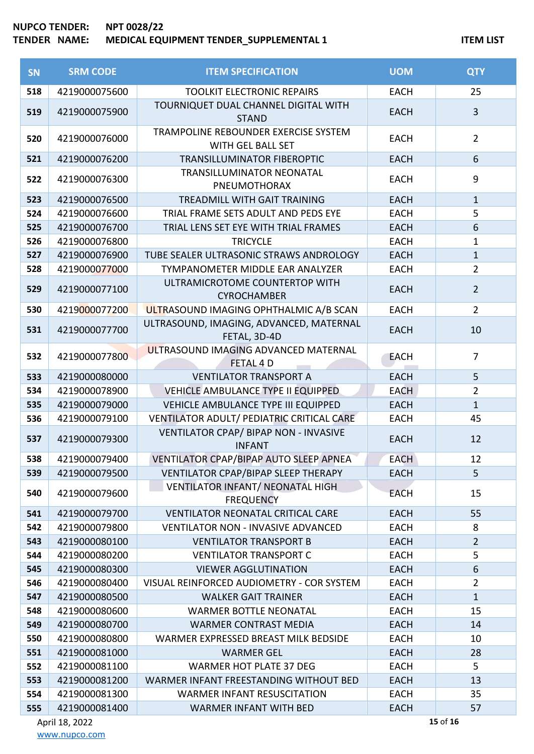**NUPCO TENDER:** NPT 0028/22

**TENDER NAME:** MEDICAL EQUIPMENT TENDER_SUPPLEMENTAL 1

**ITEM LIST**

| SN | SRM CODE | ITEM SPECIFICATION | UOM | QTY |
|---|---|---|---|---|
| 518 | 4219000075600 | TOOLKIT ELECTRONIC REPAIRS | EACH | 25 |
| 519 | 4219000075900 | TOURNIQUET DUAL CHANNEL DIGITAL WITH STAND | EACH | 3 |
| 520 | 4219000076000 | TRAMPOLINE REBOUNDER EXERCISE SYSTEM WITH GEL BALL SET | EACH | 2 |
| 521 | 4219000076200 | TRANSILLUMINATOR FIBEROPTIC | EACH | 6 |
| 522 | 4219000076300 | TRANSILLUMINATOR NEONATAL PNEUMOTHORAX | EACH | 9 |
| 523 | 4219000076500 | TREADMILL WITH GAIT TRAINING | EACH | 1 |
| 524 | 4219000076600 | TRIAL FRAME SETS ADULT AND PEDS EYE | EACH | 5 |
| 525 | 4219000076700 | TRIAL LENS SET EYE WITH TRIAL FRAMES | EACH | 6 |
| 526 | 4219000076800 | TRICYCLE | EACH | 1 |
| 527 | 4219000076900 | TUBE SEALER ULTRASONIC STRAWS ANDROLOGY | EACH | 1 |
| 528 | 4219000077000 | TYMPANOMETER MIDDLE EAR ANALYZER | EACH | 2 |
| 529 | 4219000077100 | ULTRAMICROTOME COUNTERTOP WITH CYROCHAMBER | EACH | 2 |
| 530 | 4219000077200 | ULTRASOUND IMAGING OPHTHALMIC A/B SCAN | EACH | 2 |
| 531 | 4219000077700 | ULTRASOUND, IMAGING, ADVANCED, MATERNAL FETAL, 3D-4D | EACH | 10 |
| 532 | 4219000077800 | ULTRASOUND IMAGING ADVANCED MATERNAL FETAL 4 D | EACH | 7 |
| 533 | 4219000080000 | VENTILATOR TRANSPORT A | EACH | 5 |
| 534 | 4219000078900 | VEHICLE AMBULANCE TYPE II EQUIPPED | EACH | 2 |
| 535 | 4219000079000 | VEHICLE AMBULANCE TYPE III EQUIPPED | EACH | 1 |
| 536 | 4219000079100 | VENTILATOR ADULT/ PEDIATRIC CRITICAL CARE | EACH | 45 |
| 537 | 4219000079300 | VENTILATOR CPAP/ BIPAP NON - INVASIVE INFANT | EACH | 12 |
| 538 | 4219000079400 | VENTILATOR CPAP/BIPAP AUTO SLEEP APNEA | EACH | 12 |
| 539 | 4219000079500 | VENTILATOR CPAP/BIPAP SLEEP THERAPY | EACH | 5 |
| 540 | 4219000079600 | VENTILATOR INFANT/ NEONATAL HIGH FREQUENCY | EACH | 15 |
| 541 | 4219000079700 | VENTILATOR NEONATAL CRITICAL CARE | EACH | 55 |
| 542 | 4219000079800 | VENTILATOR NON - INVASIVE ADVANCED | EACH | 8 |
| 543 | 4219000080100 | VENTILATOR TRANSPORT B | EACH | 2 |
| 544 | 4219000080200 | VENTILATOR TRANSPORT C | EACH | 5 |
| 545 | 4219000080300 | VIEWER AGGLUTINATION | EACH | 6 |
| 546 | 4219000080400 | VISUAL REINFORCED AUDIOMETRY - COR SYSTEM | EACH | 2 |
| 547 | 4219000080500 | WALKER GAIT TRAINER | EACH | 1 |
| 548 | 4219000080600 | WARMER BOTTLE NEONATAL | EACH | 15 |
| 549 | 4219000080700 | WARMER CONTRAST MEDIA | EACH | 14 |
| 550 | 4219000080800 | WARMER EXPRESSED BREAST MILK BEDSIDE | EACH | 10 |
| 551 | 4219000081000 | WARMER GEL | EACH | 28 |
| 552 | 4219000081100 | WARMER HOT PLATE 37 DEG | EACH | 5 |
| 553 | 4219000081200 | WARMER INFANT FREESTANDING WITHOUT BED | EACH | 13 |
| 554 | 4219000081300 | WARMER INFANT RESUSCITATION | EACH | 35 |
| 555 | 4219000081400 | WARMER INFANT WITH BED | EACH | 57 |

April 18, 2022

www.nupco.com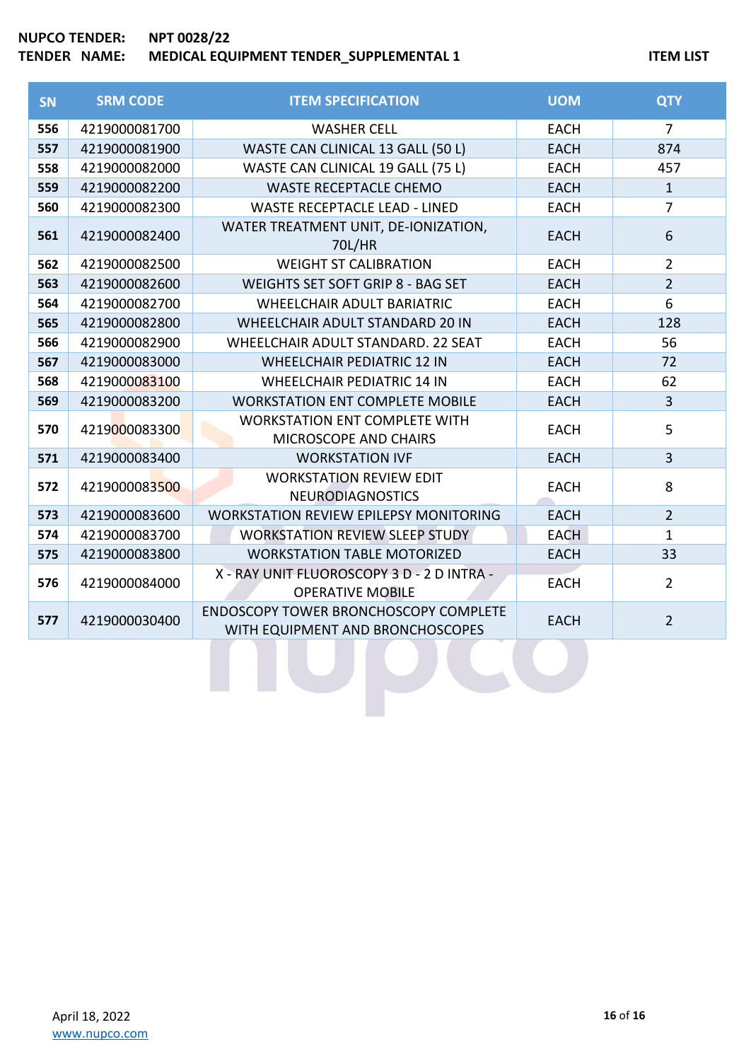**NUPCO TENDER:** **NPT 0028/22**
**TENDER NAME:** **MEDICAL EQUIPMENT TENDER_SUPPLEMENTAL 1**

**ITEM LIST**

| SN | SRM CODE | ITEM SPECIFICATION | UOM | QTY |
|---|---|---|---|---|
| 556 | 4219000081700 | WASHER CELL | EACH | 7 |
| 557 | 4219000081900 | WASTE CAN CLINICAL 13 GALL (50 L) | EACH | 874 |
| 558 | 4219000082000 | WASTE CAN CLINICAL 19 GALL (75 L) | EACH | 457 |
| 559 | 4219000082200 | WASTE RECEPTACLE CHEMO | EACH | 1 |
| 560 | 4219000082300 | WASTE RECEPTACLE LEAD - LINED | EACH | 7 |
| 561 | 4219000082400 | WATER TREATMENT UNIT, DE-IONIZATION, 70L/HR | EACH | 6 |
| 562 | 4219000082500 | WEIGHT ST CALIBRATION | EACH | 2 |
| 563 | 4219000082600 | WEIGHTS SET SOFT GRIP 8 - BAG SET | EACH | 2 |
| 564 | 4219000082700 | WHEELCHAIR ADULT BARIATRIC | EACH | 6 |
| 565 | 4219000082800 | WHEELCHAIR ADULT STANDARD 20 IN | EACH | 128 |
| 566 | 4219000082900 | WHEELCHAIR ADULT STANDARD. 22 SEAT | EACH | 56 |
| 567 | 4219000083000 | WHEELCHAIR PEDIATRIC 12 IN | EACH | 72 |
| 568 | 4219000083100 | WHEELCHAIR PEDIATRIC 14 IN | EACH | 62 |
| 569 | 4219000083200 | WORKSTATION ENT COMPLETE MOBILE | EACH | 3 |
| 570 | 4219000083300 | WORKSTATION ENT COMPLETE WITH MICROSCOPE AND CHAIRS | EACH | 5 |
| 571 | 4219000083400 | WORKSTATION IVF | EACH | 3 |
| 572 | 4219000083500 | WORKSTATION REVIEW EDIT NEURODIAGNOSTICS | EACH | 8 |
| 573 | 4219000083600 | WORKSTATION REVIEW EPILEPSY MONITORING | EACH | 2 |
| 574 | 4219000083700 | WORKSTATION REVIEW SLEEP STUDY | EACH | 1 |
| 575 | 4219000083800 | WORKSTATION TABLE MOTORIZED | EACH | 33 |
| 576 | 4219000084000 | X - RAY UNIT FLUOROSCOPY 3 D - 2 D INTRA - OPERATIVE MOBILE | EACH | 2 |
| 577 | 4219000030400 | ENDOSCOPY TOWER BRONCHOSCOPY COMPLETE WITH EQUIPMENT AND BRONCHOSCOPES | EACH | 2 |

April 18, 2022
www.nupco.com